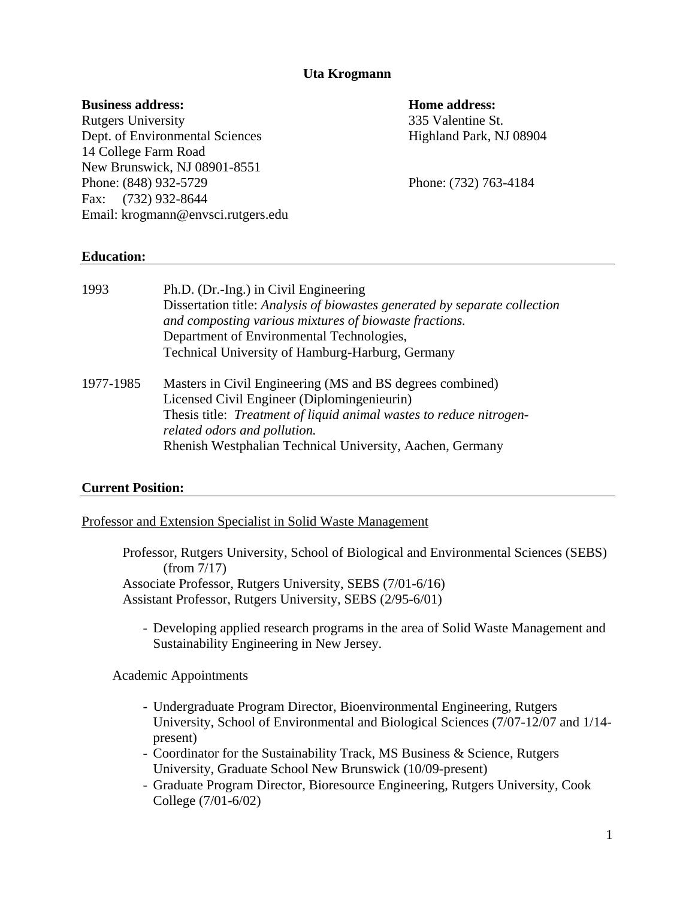# Uta Krogmann

**Business address:**
Rutgers University
Dept. of Environmental Sciences
14 College Farm Road
New Brunswick, NJ 08901-8551
Phone: (848) 932-5729
Fax: (732) 932-8644
Email: krogmann@envsci.rutgers.edu

**Home address:**
335 Valentine St.
Highland Park, NJ 08904

Phone: (732) 763-4184

## Education:

1993 — Ph.D. (Dr.-Ing.) in Civil Engineering
Dissertation title: *Analysis of biowastes generated by separate collection and composting various mixtures of biowaste fractions.*
Department of Environmental Technologies,
Technical University of Hamburg-Harburg, Germany

1977-1985 — Masters in Civil Engineering (MS and BS degrees combined)
Licensed Civil Engineer (Diplomingenieurin)
Thesis title: *Treatment of liquid animal wastes to reduce nitrogen-related odors and pollution.*
Rhenish Westphalian Technical University, Aachen, Germany

## Current Position:

Professor and Extension Specialist in Solid Waste Management

Professor, Rutgers University, School of Biological and Environmental Sciences (SEBS) (from 7/17)
Associate Professor, Rutgers University, SEBS (7/01-6/16)
Assistant Professor, Rutgers University, SEBS (2/95-6/01)

- Developing applied research programs in the area of Solid Waste Management and Sustainability Engineering in New Jersey.

Academic Appointments

- Undergraduate Program Director, Bioenvironmental Engineering, Rutgers University, School of Environmental and Biological Sciences (7/07-12/07 and 1/14-present)
- Coordinator for the Sustainability Track, MS Business & Science, Rutgers University, Graduate School New Brunswick (10/09-present)
- Graduate Program Director, Bioresource Engineering, Rutgers University, Cook College (7/01-6/02)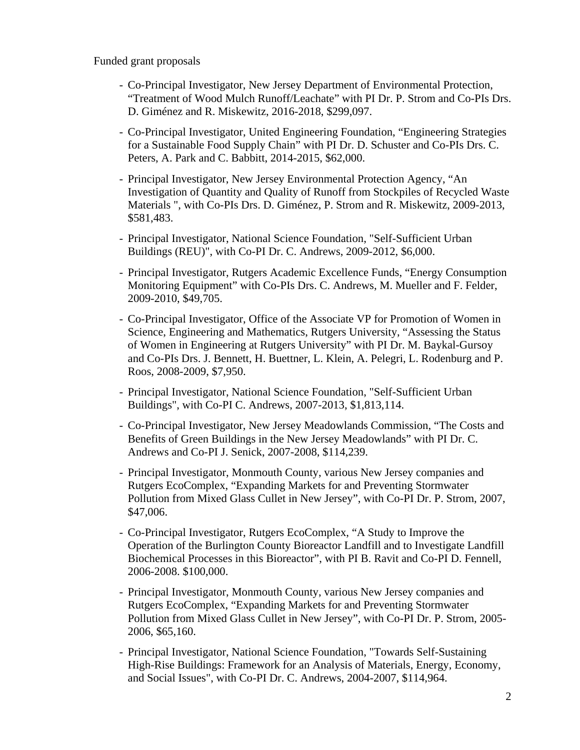Funded grant proposals

- Co-Principal Investigator, New Jersey Department of Environmental Protection, "Treatment of Wood Mulch Runoff/Leachate" with PI Dr. P. Strom and Co-PIs Drs. D. Giménez and R. Miskewitz, 2016-2018, $299,097.

- Co-Principal Investigator, United Engineering Foundation, "Engineering Strategies for a Sustainable Food Supply Chain" with PI Dr. D. Schuster and Co-PIs Drs. C. Peters, A. Park and C. Babbitt, 2014-2015, $62,000.

- Principal Investigator, New Jersey Environmental Protection Agency, "An Investigation of Quantity and Quality of Runoff from Stockpiles of Recycled Waste Materials ", with Co-PIs Drs. D. Giménez, P. Strom and R. Miskewitz, 2009-2013, $581,483.

- Principal Investigator, National Science Foundation, "Self-Sufficient Urban Buildings (REU)", with Co-PI Dr. C. Andrews, 2009-2012, $6,000.

- Principal Investigator, Rutgers Academic Excellence Funds, "Energy Consumption Monitoring Equipment" with Co-PIs Drs. C. Andrews, M. Mueller and F. Felder, 2009-2010, $49,705.

- Co-Principal Investigator, Office of the Associate VP for Promotion of Women in Science, Engineering and Mathematics, Rutgers University, "Assessing the Status of Women in Engineering at Rutgers University" with PI Dr. M. Baykal-Gursoy and Co-PIs Drs. J. Bennett, H. Buettner, L. Klein, A. Pelegri, L. Rodenburg and P. Roos, 2008-2009, $7,950.

- Principal Investigator, National Science Foundation, "Self-Sufficient Urban Buildings", with Co-PI C. Andrews, 2007-2013, $1,813,114.

- Co-Principal Investigator, New Jersey Meadowlands Commission, "The Costs and Benefits of Green Buildings in the New Jersey Meadowlands" with PI Dr. C. Andrews and Co-PI J. Senick, 2007-2008, $114,239.

- Principal Investigator, Monmouth County, various New Jersey companies and Rutgers EcoComplex, "Expanding Markets for and Preventing Stormwater Pollution from Mixed Glass Cullet in New Jersey", with Co-PI Dr. P. Strom, 2007, $47,006.

- Co-Principal Investigator, Rutgers EcoComplex, "A Study to Improve the Operation of the Burlington County Bioreactor Landfill and to Investigate Landfill Biochemical Processes in this Bioreactor", with PI B. Ravit and Co-PI D. Fennell, 2006-2008. $100,000.

- Principal Investigator, Monmouth County, various New Jersey companies and Rutgers EcoComplex, "Expanding Markets for and Preventing Stormwater Pollution from Mixed Glass Cullet in New Jersey", with Co-PI Dr. P. Strom, 2005-2006, $65,160.

- Principal Investigator, National Science Foundation, "Towards Self-Sustaining High-Rise Buildings: Framework for an Analysis of Materials, Energy, Economy, and Social Issues", with Co-PI Dr. C. Andrews, 2004-2007, $114,964.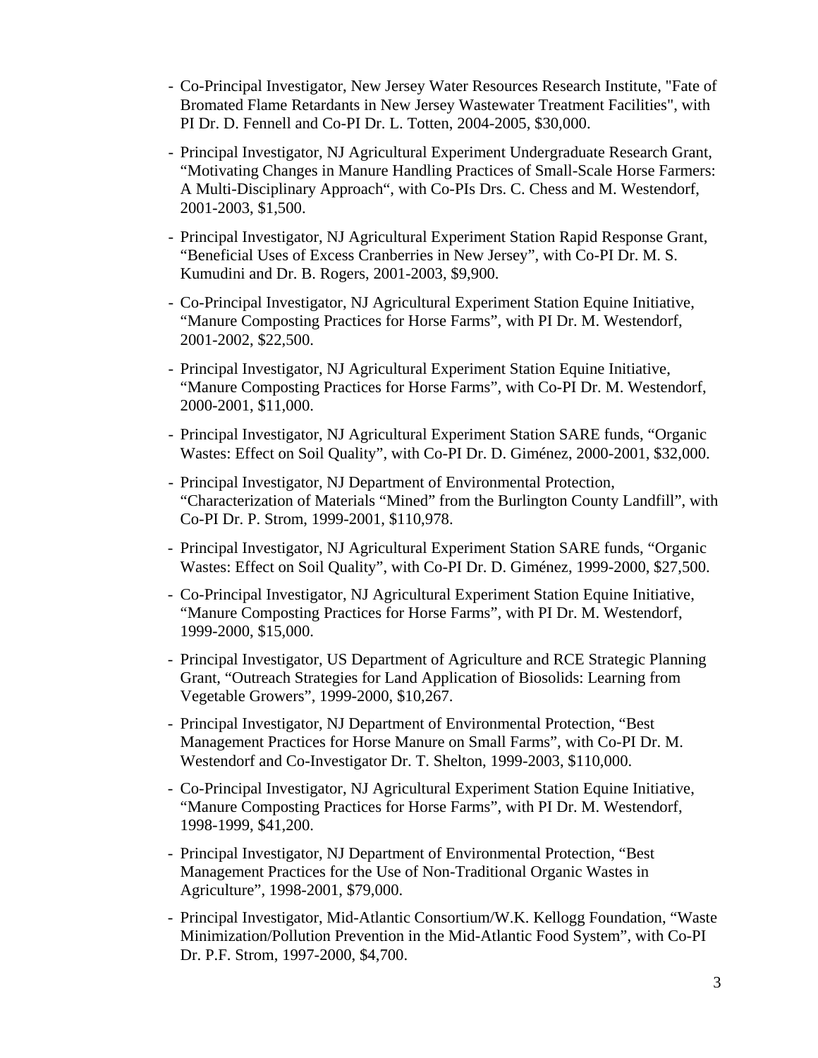- Co-Principal Investigator, New Jersey Water Resources Research Institute, "Fate of Bromated Flame Retardants in New Jersey Wastewater Treatment Facilities", with PI Dr. D. Fennell and Co-PI Dr. L. Totten, 2004-2005, $30,000.
- Principal Investigator, NJ Agricultural Experiment Undergraduate Research Grant, "Motivating Changes in Manure Handling Practices of Small-Scale Horse Farmers: A Multi-Disciplinary Approach", with Co-PIs Drs. C. Chess and M. Westendorf, 2001-2003, $1,500.
- Principal Investigator, NJ Agricultural Experiment Station Rapid Response Grant, "Beneficial Uses of Excess Cranberries in New Jersey", with Co-PI Dr. M. S. Kumudini and Dr. B. Rogers, 2001-2003, $9,900.
- Co-Principal Investigator, NJ Agricultural Experiment Station Equine Initiative, "Manure Composting Practices for Horse Farms", with PI Dr. M. Westendorf, 2001-2002, $22,500.
- Principal Investigator, NJ Agricultural Experiment Station Equine Initiative, "Manure Composting Practices for Horse Farms", with Co-PI Dr. M. Westendorf, 2000-2001, $11,000.
- Principal Investigator, NJ Agricultural Experiment Station SARE funds, "Organic Wastes: Effect on Soil Quality", with Co-PI Dr. D. Giménez, 2000-2001, $32,000.
- Principal Investigator, NJ Department of Environmental Protection, "Characterization of Materials "Mined" from the Burlington County Landfill", with Co-PI Dr. P. Strom, 1999-2001, $110,978.
- Principal Investigator, NJ Agricultural Experiment Station SARE funds, "Organic Wastes: Effect on Soil Quality", with Co-PI Dr. D. Giménez, 1999-2000, $27,500.
- Co-Principal Investigator, NJ Agricultural Experiment Station Equine Initiative, "Manure Composting Practices for Horse Farms", with PI Dr. M. Westendorf, 1999-2000, $15,000.
- Principal Investigator, US Department of Agriculture and RCE Strategic Planning Grant, "Outreach Strategies for Land Application of Biosolids: Learning from Vegetable Growers", 1999-2000, $10,267.
- Principal Investigator, NJ Department of Environmental Protection, "Best Management Practices for Horse Manure on Small Farms", with Co-PI Dr. M. Westendorf and Co-Investigator Dr. T. Shelton, 1999-2003, $110,000.
- Co-Principal Investigator, NJ Agricultural Experiment Station Equine Initiative, "Manure Composting Practices for Horse Farms", with PI Dr. M. Westendorf, 1998-1999, $41,200.
- Principal Investigator, NJ Department of Environmental Protection, "Best Management Practices for the Use of Non-Traditional Organic Wastes in Agriculture", 1998-2001, $79,000.
- Principal Investigator, Mid-Atlantic Consortium/W.K. Kellogg Foundation, "Waste Minimization/Pollution Prevention in the Mid-Atlantic Food System", with Co-PI Dr. P.F. Strom, 1997-2000, $4,700.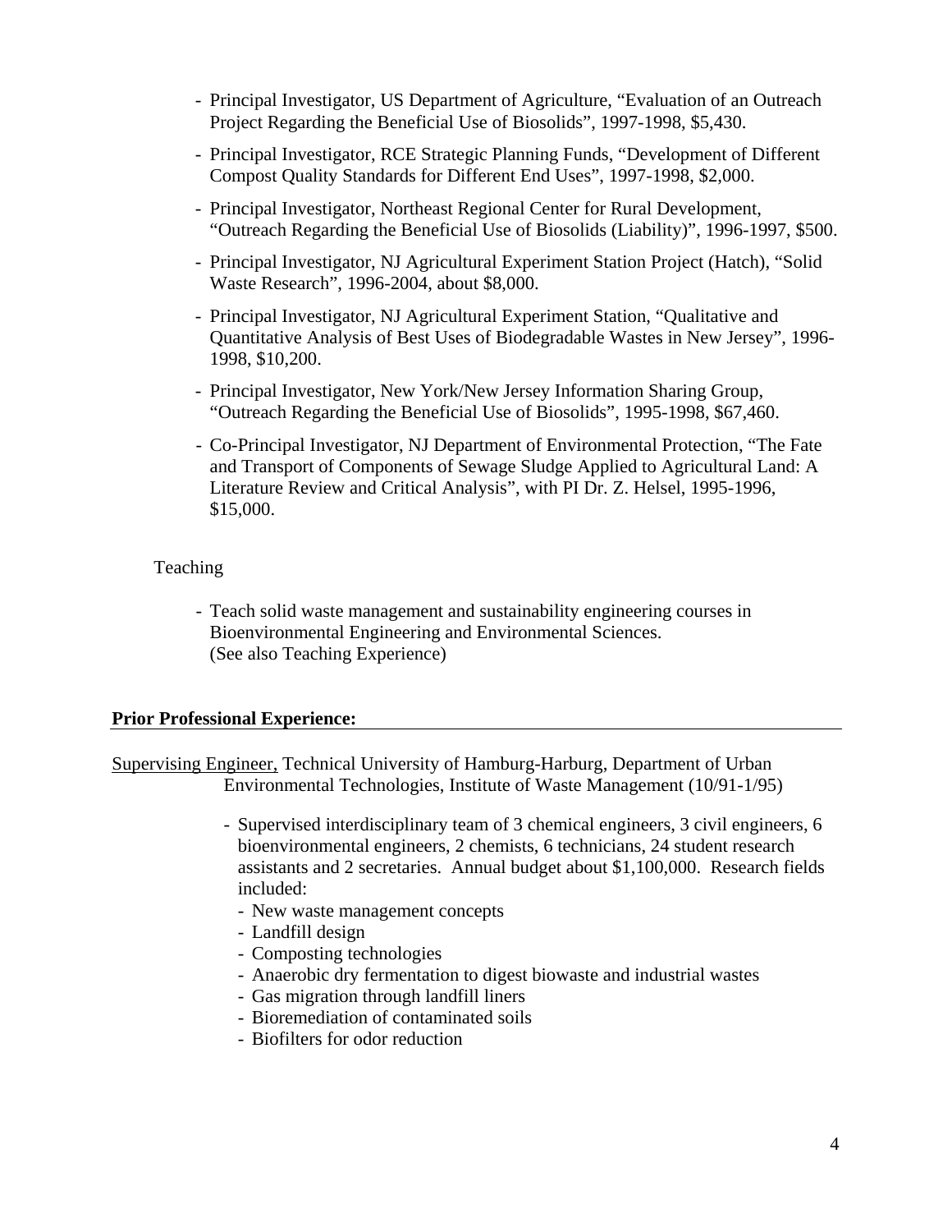- Principal Investigator, US Department of Agriculture, "Evaluation of an Outreach Project Regarding the Beneficial Use of Biosolids", 1997-1998, $5,430.
- Principal Investigator, RCE Strategic Planning Funds, "Development of Different Compost Quality Standards for Different End Uses", 1997-1998, $2,000.
- Principal Investigator, Northeast Regional Center for Rural Development, "Outreach Regarding the Beneficial Use of Biosolids (Liability)", 1996-1997, $500.
- Principal Investigator, NJ Agricultural Experiment Station Project (Hatch), "Solid Waste Research", 1996-2004, about $8,000.
- Principal Investigator, NJ Agricultural Experiment Station, "Qualitative and Quantitative Analysis of Best Uses of Biodegradable Wastes in New Jersey", 1996-1998, $10,200.
- Principal Investigator, New York/New Jersey Information Sharing Group, "Outreach Regarding the Beneficial Use of Biosolids", 1995-1998, $67,460.
- Co-Principal Investigator, NJ Department of Environmental Protection, "The Fate and Transport of Components of Sewage Sludge Applied to Agricultural Land: A Literature Review and Critical Analysis", with PI Dr. Z. Helsel, 1995-1996, $15,000.

Teaching

- Teach solid waste management and sustainability engineering courses in Bioenvironmental Engineering and Environmental Sciences. (See also Teaching Experience)

**Prior Professional Experience:**

Supervising Engineer, Technical University of Hamburg-Harburg, Department of Urban Environmental Technologies, Institute of Waste Management (10/91-1/95)

- Supervised interdisciplinary team of 3 chemical engineers, 3 civil engineers, 6 bioenvironmental engineers, 2 chemists, 6 technicians, 24 student research assistants and 2 secretaries. Annual budget about $1,100,000. Research fields included:
  - New waste management concepts
  - Landfill design
  - Composting technologies
  - Anaerobic dry fermentation to digest biowaste and industrial wastes
  - Gas migration through landfill liners
  - Bioremediation of contaminated soils
  - Biofilters for odor reduction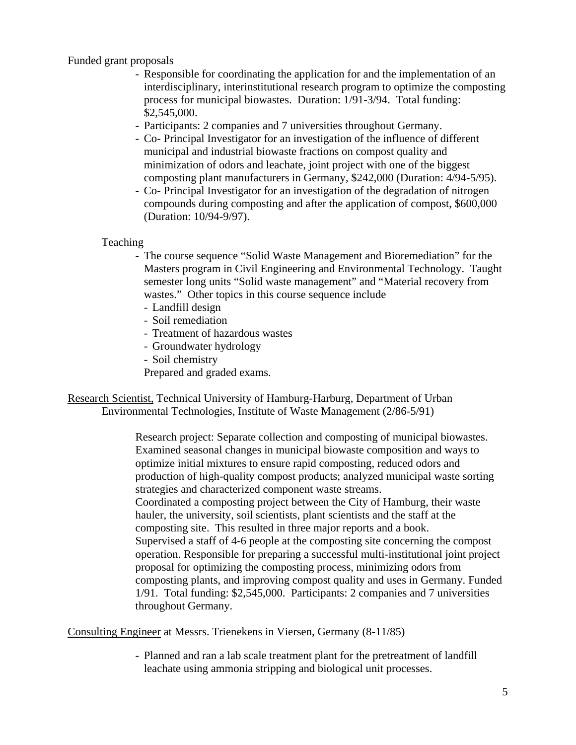Funded grant proposals

- Responsible for coordinating the application for and the implementation of an interdisciplinary, interinstitutional research program to optimize the composting process for municipal biowastes. Duration: 1/91-3/94. Total funding: $2,545,000.
- Participants: 2 companies and 7 universities throughout Germany.
- Co- Principal Investigator for an investigation of the influence of different municipal and industrial biowaste fractions on compost quality and minimization of odors and leachate, joint project with one of the biggest composting plant manufacturers in Germany, $242,000 (Duration: 4/94-5/95).
- Co- Principal Investigator for an investigation of the degradation of nitrogen compounds during composting and after the application of compost, $600,000 (Duration: 10/94-9/97).

Teaching

- The course sequence "Solid Waste Management and Bioremediation" for the Masters program in Civil Engineering and Environmental Technology. Taught semester long units "Solid waste management" and "Material recovery from wastes." Other topics in this course sequence include
  - Landfill design
  - Soil remediation
  - Treatment of hazardous wastes
  - Groundwater hydrology
  - Soil chemistry

  Prepared and graded exams.

<u>Research Scientist,</u> Technical University of Hamburg-Harburg, Department of Urban Environmental Technologies, Institute of Waste Management (2/86-5/91)

Research project: Separate collection and composting of municipal biowastes. Examined seasonal changes in municipal biowaste composition and ways to optimize initial mixtures to ensure rapid composting, reduced odors and production of high-quality compost products; analyzed municipal waste sorting strategies and characterized component waste streams.
Coordinated a composting project between the City of Hamburg, their waste hauler, the university, soil scientists, plant scientists and the staff at the composting site. This resulted in three major reports and a book.
Supervised a staff of 4-6 people at the composting site concerning the compost operation. Responsible for preparing a successful multi-institutional joint project proposal for optimizing the composting process, minimizing odors from composting plants, and improving compost quality and uses in Germany. Funded 1/91. Total funding: $2,545,000. Participants: 2 companies and 7 universities throughout Germany.

<u>Consulting Engineer</u> at Messrs. Trienekens in Viersen, Germany (8-11/85)

- Planned and ran a lab scale treatment plant for the pretreatment of landfill leachate using ammonia stripping and biological unit processes.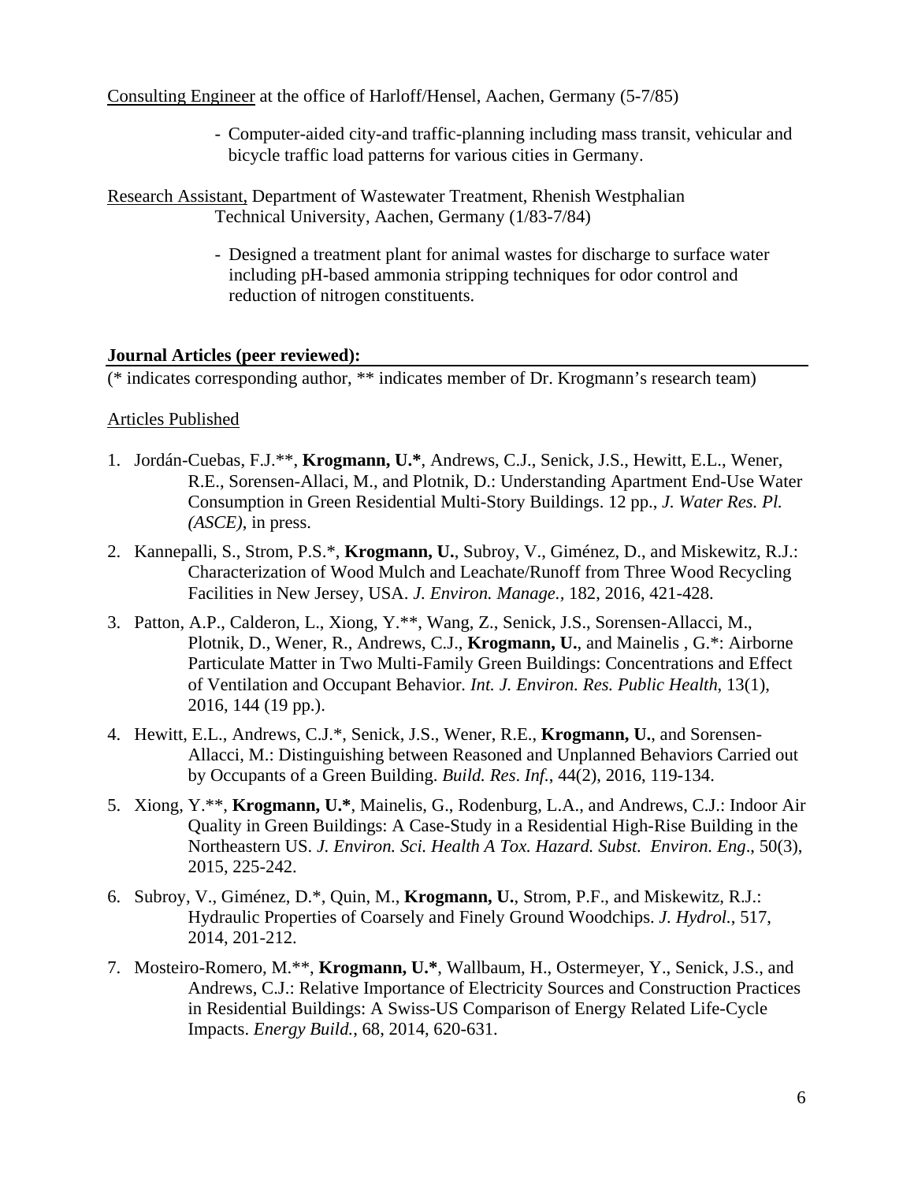Consulting Engineer at the office of Harloff/Hensel, Aachen, Germany (5-7/85)

- Computer-aided city-and traffic-planning including mass transit, vehicular and bicycle traffic load patterns for various cities in Germany.

Research Assistant, Department of Wastewater Treatment, Rhenish Westphalian Technical University, Aachen, Germany (1/83-7/84)

- Designed a treatment plant for animal wastes for discharge to surface water including pH-based ammonia stripping techniques for odor control and reduction of nitrogen constituents.

**Journal Articles (peer reviewed):**

(* indicates corresponding author, ** indicates member of Dr. Krogmann's research team)

Articles Published

1. Jordán-Cuebas, F.J.**, **Krogmann, U.***, Andrews, C.J., Senick, J.S., Hewitt, E.L., Wener, R.E., Sorensen-Allaci, M., and Plotnik, D.: Understanding Apartment End-Use Water Consumption in Green Residential Multi-Story Buildings. 12 pp., *J. Water Res. Pl. (ASCE)*, in press.
2. Kannepalli, S., Strom, P.S.*, **Krogmann, U.**, Subroy, V., Giménez, D., and Miskewitz, R.J.: Characterization of Wood Mulch and Leachate/Runoff from Three Wood Recycling Facilities in New Jersey, USA. *J. Environ. Manage.*, 182, 2016, 421-428.
3. Patton, A.P., Calderon, L., Xiong, Y.**, Wang, Z., Senick, J.S., Sorensen-Allacci, M., Plotnik, D., Wener, R., Andrews, C.J., **Krogmann, U.**, and Mainelis , G.*: Airborne Particulate Matter in Two Multi-Family Green Buildings: Concentrations and Effect of Ventilation and Occupant Behavior. *Int. J. Environ. Res. Public Health*, 13(1), 2016, 144 (19 pp.).
4. Hewitt, E.L., Andrews, C.J.*, Senick, J.S., Wener, R.E., **Krogmann, U.**, and Sorensen-Allacci, M.: Distinguishing between Reasoned and Unplanned Behaviors Carried out by Occupants of a Green Building. *Build. Res. Inf.*, 44(2), 2016, 119-134.
5. Xiong, Y.**, **Krogmann, U.***, Mainelis, G., Rodenburg, L.A., and Andrews, C.J.: Indoor Air Quality in Green Buildings: A Case-Study in a Residential High-Rise Building in the Northeastern US. *J. Environ. Sci. Health A Tox. Hazard. Subst. Environ. Eng*., 50(3), 2015, 225-242.
6. Subroy, V., Giménez, D.*, Quin, M., **Krogmann, U.**, Strom, P.F., and Miskewitz, R.J.: Hydraulic Properties of Coarsely and Finely Ground Woodchips. *J. Hydrol.*, 517, 2014, 201-212.
7. Mosteiro-Romero, M.**, **Krogmann, U.***, Wallbaum, H., Ostermeyer, Y., Senick, J.S., and Andrews, C.J.: Relative Importance of Electricity Sources and Construction Practices in Residential Buildings: A Swiss-US Comparison of Energy Related Life-Cycle Impacts. *Energy Build.*, 68, 2014, 620-631.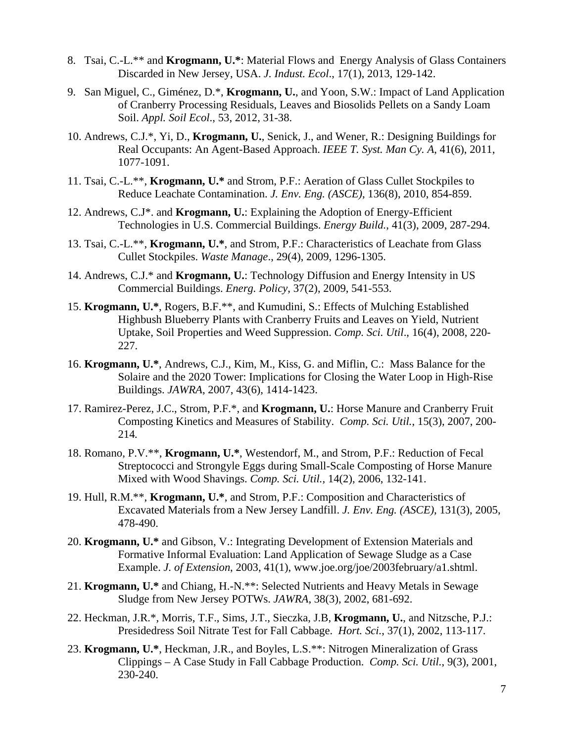8. Tsai, C.-L.** and **Krogmann, U.***: Material Flows and Energy Analysis of Glass Containers Discarded in New Jersey, USA. *J. Indust. Ecol*., 17(1), 2013, 129-142.

9. San Miguel, C., Giménez, D.*, **Krogmann, U.**, and Yoon, S.W.: Impact of Land Application of Cranberry Processing Residuals, Leaves and Biosolids Pellets on a Sandy Loam Soil. *Appl. Soil Ecol*., 53, 2012, 31-38.

10. Andrews, C.J.*, Yi, D., **Krogmann, U.**, Senick, J., and Wener, R.: Designing Buildings for Real Occupants: An Agent-Based Approach. *IEEE T. Syst. Man Cy. A*, 41(6), 2011, 1077-1091.

11. Tsai, C.-L.**, **Krogmann, U.*** and Strom, P.F.: Aeration of Glass Cullet Stockpiles to Reduce Leachate Contamination. *J. Env. Eng. (ASCE)*, 136(8), 2010, 854-859.

12. Andrews, C.J*. and **Krogmann, U.**: Explaining the Adoption of Energy-Efficient Technologies in U.S. Commercial Buildings. *Energy Build*., 41(3), 2009, 287-294.

13. Tsai, C.-L.**, **Krogmann, U.***, and Strom, P.F.: Characteristics of Leachate from Glass Cullet Stockpiles. *Waste Manage*., 29(4), 2009, 1296-1305.

14. Andrews, C.J.* and **Krogmann, U.**: Technology Diffusion and Energy Intensity in US Commercial Buildings. *Energ. Policy*, 37(2), 2009, 541-553.

15. **Krogmann, U.***, Rogers, B.F.**, and Kumudini, S.: Effects of Mulching Established Highbush Blueberry Plants with Cranberry Fruits and Leaves on Yield, Nutrient Uptake, Soil Properties and Weed Suppression. *Comp. Sci. Util*., 16(4), 2008, 220-227.

16. **Krogmann, U.***, Andrews, C.J., Kim, M., Kiss, G. and Miflin, C.: Mass Balance for the Solaire and the 2020 Tower: Implications for Closing the Water Loop in High-Rise Buildings. *JAWRA*, 2007, 43(6), 1414-1423.

17. Ramirez-Perez, J.C., Strom, P.F.*, and **Krogmann, U.**: Horse Manure and Cranberry Fruit Composting Kinetics and Measures of Stability. *Comp. Sci. Util.*, 15(3), 2007, 200-214.

18. Romano, P.V.**, **Krogmann, U.***, Westendorf, M., and Strom, P.F.: Reduction of Fecal Streptococci and Strongyle Eggs during Small-Scale Composting of Horse Manure Mixed with Wood Shavings. *Comp. Sci. Util.*, 14(2), 2006, 132-141.

19. Hull, R.M.**, **Krogmann, U.***, and Strom, P.F.: Composition and Characteristics of Excavated Materials from a New Jersey Landfill. *J. Env. Eng. (ASCE)*, 131(3), 2005, 478-490.

20. **Krogmann, U.*** and Gibson, V.: Integrating Development of Extension Materials and Formative Informal Evaluation: Land Application of Sewage Sludge as a Case Example. *J. of Extension*, 2003, 41(1), www.joe.org/joe/2003february/a1.shtml.

21. **Krogmann, U.*** and Chiang, H.-N.**: Selected Nutrients and Heavy Metals in Sewage Sludge from New Jersey POTWs. *JAWRA*, 38(3), 2002, 681-692.

22. Heckman, J.R.*, Morris, T.F., Sims, J.T., Sieczka, J.B, **Krogmann, U.**, and Nitzsche, P.J.: Presidedress Soil Nitrate Test for Fall Cabbage. *Hort. Sci*., 37(1), 2002, 113-117.

23. **Krogmann, U.***, Heckman, J.R., and Boyles, L.S.**: Nitrogen Mineralization of Grass Clippings – A Case Study in Fall Cabbage Production. *Comp. Sci. Util.*, 9(3), 2001, 230-240.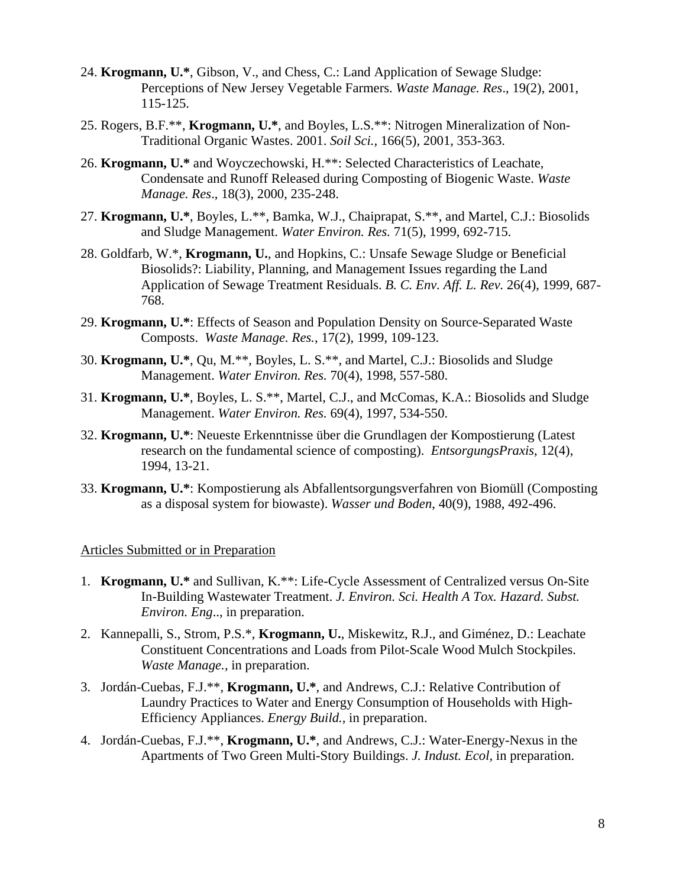24. **Krogmann, U.***, Gibson, V., and Chess, C.: Land Application of Sewage Sludge: Perceptions of New Jersey Vegetable Farmers. *Waste Manage. Res*., 19(2), 2001, 115-125.

25. Rogers, B.F.**, **Krogmann, U.***, and Boyles, L.S.**: Nitrogen Mineralization of Non-Traditional Organic Wastes. 2001. *Soil Sci.,* 166(5), 2001, 353-363.

26. **Krogmann, U.*** and Woyczechowski, H.**: Selected Characteristics of Leachate, Condensate and Runoff Released during Composting of Biogenic Waste. *Waste Manage. Res*., 18(3), 2000, 235-248.

27. **Krogmann, U.***, Boyles, L.**, Bamka, W.J., Chaiprapat, S.**, and Martel, C.J.: Biosolids and Sludge Management. *Water Environ. Res.* 71(5), 1999, 692-715.

28. Goldfarb, W.*, **Krogmann, U.**, and Hopkins, C.: Unsafe Sewage Sludge or Beneficial Biosolids?: Liability, Planning, and Management Issues regarding the Land Application of Sewage Treatment Residuals. *B. C. Env. Aff. L. Rev.* 26(4), 1999, 687-768.

29. **Krogmann, U.***: Effects of Season and Population Density on Source-Separated Waste Composts. *Waste Manage. Res.*, 17(2), 1999, 109-123.

30. **Krogmann, U.***, Qu, M.**, Boyles, L. S.**, and Martel, C.J.: Biosolids and Sludge Management. *Water Environ. Res.* 70(4), 1998, 557-580.

31. **Krogmann, U.***, Boyles, L. S.**, Martel, C.J., and McComas, K.A.: Biosolids and Sludge Management. *Water Environ. Res.* 69(4), 1997, 534-550.

32. **Krogmann, U.***: Neueste Erkenntnisse über die Grundlagen der Kompostierung (Latest research on the fundamental science of composting). *EntsorgungsPraxis*, 12(4), 1994, 13-21.

33. **Krogmann, U.***: Kompostierung als Abfallentsorgungsverfahren von Biomüll (Composting as a disposal system for biowaste). *Wasser und Boden*, 40(9), 1988, 492-496.

Articles Submitted or in Preparation

1. **Krogmann, U.*** and Sullivan, K.**: Life-Cycle Assessment of Centralized versus On-Site In-Building Wastewater Treatment. *J. Environ. Sci. Health A Tox. Hazard. Subst. Environ. Eng*.., in preparation.

2. Kannepalli, S., Strom, P.S.*, **Krogmann, U.**, Miskewitz, R.J., and Giménez, D.: Leachate Constituent Concentrations and Loads from Pilot-Scale Wood Mulch Stockpiles. *Waste Manage.*, in preparation.

3. Jordán-Cuebas, F.J.**, **Krogmann, U.***, and Andrews, C.J.: Relative Contribution of Laundry Practices to Water and Energy Consumption of Households with High-Efficiency Appliances. *Energy Build.*, in preparation.

4. Jordán-Cuebas, F.J.**, **Krogmann, U.***, and Andrews, C.J.: Water-Energy-Nexus in the Apartments of Two Green Multi-Story Buildings. *J. Indust. Ecol*, in preparation.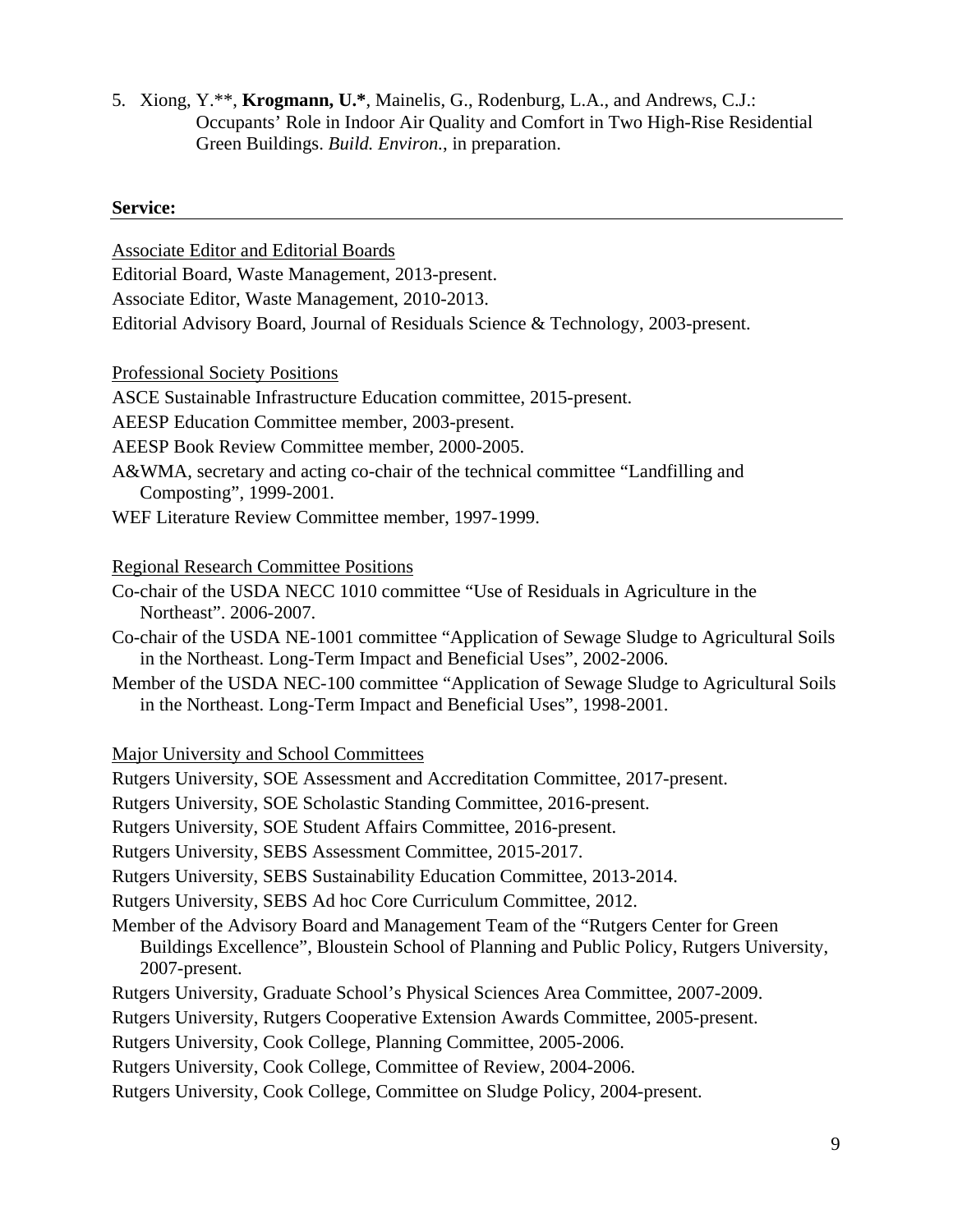5. Xiong, Y.**, **Krogmann, U.***, Mainelis, G., Rodenburg, L.A., and Andrews, C.J.: Occupants' Role in Indoor Air Quality and Comfort in Two High-Rise Residential Green Buildings. *Build. Environ.*, in preparation.

## Service:

Associate Editor and Editorial Boards

Editorial Board, Waste Management, 2013-present.

Associate Editor, Waste Management, 2010-2013.

Editorial Advisory Board, Journal of Residuals Science & Technology, 2003-present.

Professional Society Positions

ASCE Sustainable Infrastructure Education committee, 2015-present.

AEESP Education Committee member, 2003-present.

AEESP Book Review Committee member, 2000-2005.

A&WMA, secretary and acting co-chair of the technical committee "Landfilling and Composting", 1999-2001.

WEF Literature Review Committee member, 1997-1999.

Regional Research Committee Positions

Co-chair of the USDA NECC 1010 committee "Use of Residuals in Agriculture in the Northeast". 2006-2007.

Co-chair of the USDA NE-1001 committee "Application of Sewage Sludge to Agricultural Soils in the Northeast. Long-Term Impact and Beneficial Uses", 2002-2006.

Member of the USDA NEC-100 committee "Application of Sewage Sludge to Agricultural Soils in the Northeast. Long-Term Impact and Beneficial Uses", 1998-2001.

Major University and School Committees

Rutgers University, SOE Assessment and Accreditation Committee, 2017-present.

Rutgers University, SOE Scholastic Standing Committee, 2016-present.

Rutgers University, SOE Student Affairs Committee, 2016-present.

Rutgers University, SEBS Assessment Committee, 2015-2017.

Rutgers University, SEBS Sustainability Education Committee, 2013-2014.

Rutgers University, SEBS Ad hoc Core Curriculum Committee, 2012.

Member of the Advisory Board and Management Team of the "Rutgers Center for Green Buildings Excellence", Bloustein School of Planning and Public Policy, Rutgers University, 2007-present.

Rutgers University, Graduate School's Physical Sciences Area Committee, 2007-2009.

Rutgers University, Rutgers Cooperative Extension Awards Committee, 2005-present.

Rutgers University, Cook College, Planning Committee, 2005-2006.

Rutgers University, Cook College, Committee of Review, 2004-2006.

Rutgers University, Cook College, Committee on Sludge Policy, 2004-present.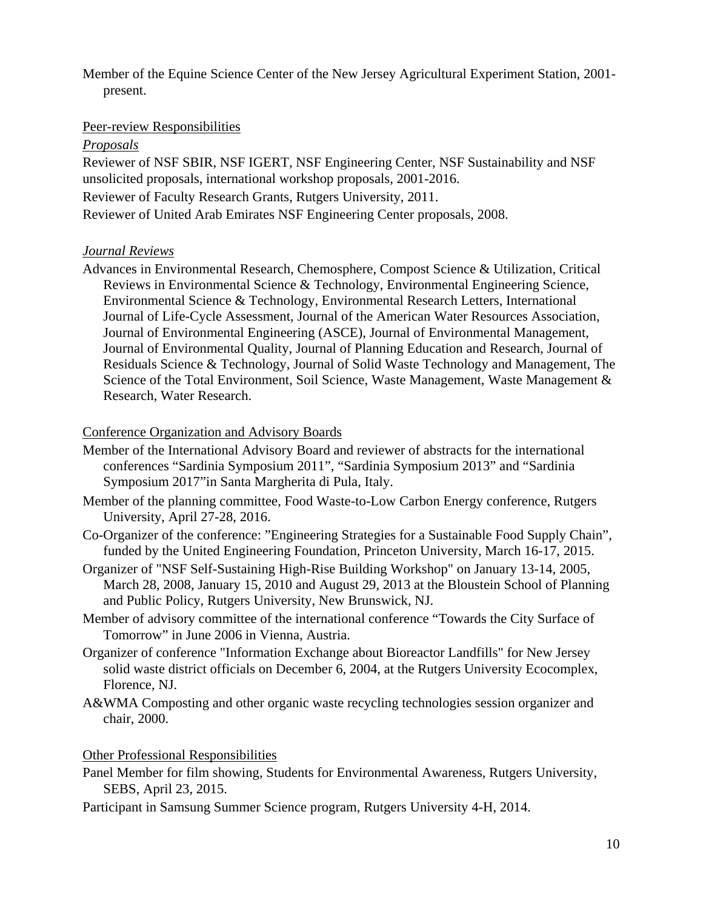Member of the Equine Science Center of the New Jersey Agricultural Experiment Station, 2001-present.

Peer-review Responsibilities

*Proposals*

Reviewer of NSF SBIR, NSF IGERT, NSF Engineering Center, NSF Sustainability and NSF unsolicited proposals, international workshop proposals, 2001-2016.

Reviewer of Faculty Research Grants, Rutgers University, 2011.

Reviewer of United Arab Emirates NSF Engineering Center proposals, 2008.

*Journal Reviews*

Advances in Environmental Research, Chemosphere, Compost Science & Utilization, Critical Reviews in Environmental Science & Technology, Environmental Engineering Science, Environmental Science & Technology, Environmental Research Letters, International Journal of Life-Cycle Assessment, Journal of the American Water Resources Association, Journal of Environmental Engineering (ASCE), Journal of Environmental Management, Journal of Environmental Quality, Journal of Planning Education and Research, Journal of Residuals Science & Technology, Journal of Solid Waste Technology and Management, The Science of the Total Environment, Soil Science, Waste Management, Waste Management & Research, Water Research.

Conference Organization and Advisory Boards

Member of the International Advisory Board and reviewer of abstracts for the international conferences "Sardinia Symposium 2011", "Sardinia Symposium 2013" and "Sardinia Symposium 2017"in Santa Margherita di Pula, Italy.

Member of the planning committee, Food Waste-to-Low Carbon Energy conference, Rutgers University, April 27-28, 2016.

Co-Organizer of the conference: "Engineering Strategies for a Sustainable Food Supply Chain", funded by the United Engineering Foundation, Princeton University, March 16-17, 2015.

Organizer of "NSF Self-Sustaining High-Rise Building Workshop" on January 13-14, 2005, March 28, 2008, January 15, 2010 and August 29, 2013 at the Bloustein School of Planning and Public Policy, Rutgers University, New Brunswick, NJ.

Member of advisory committee of the international conference "Towards the City Surface of Tomorrow" in June 2006 in Vienna, Austria.

Organizer of conference "Information Exchange about Bioreactor Landfills" for New Jersey solid waste district officials on December 6, 2004, at the Rutgers University Ecocomplex, Florence, NJ.

A&WMA Composting and other organic waste recycling technologies session organizer and chair, 2000.

Other Professional Responsibilities

Panel Member for film showing, Students for Environmental Awareness, Rutgers University, SEBS, April 23, 2015.

Participant in Samsung Summer Science program, Rutgers University 4-H, 2014.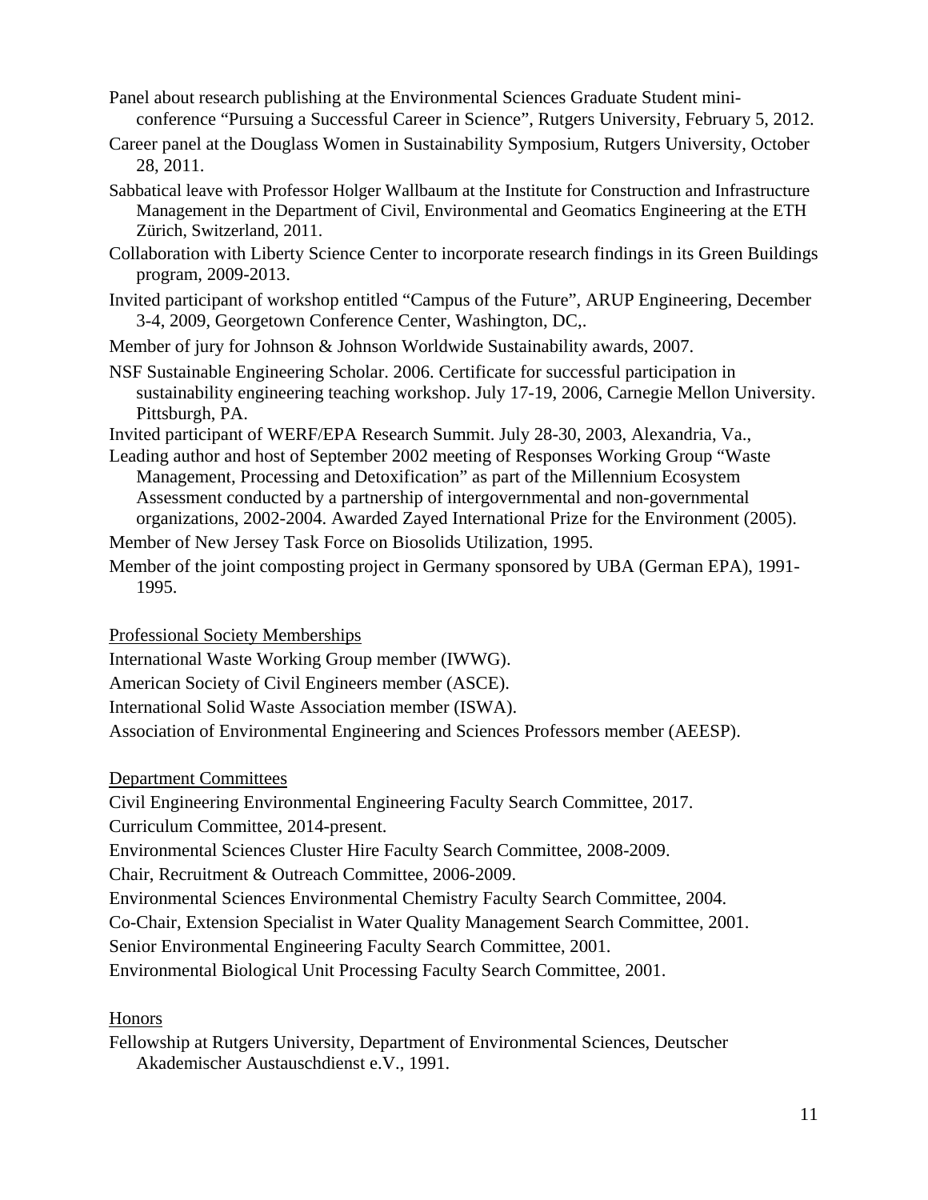Panel about research publishing at the Environmental Sciences Graduate Student mini-conference "Pursuing a Successful Career in Science", Rutgers University, February 5, 2012.

Career panel at the Douglass Women in Sustainability Symposium, Rutgers University, October 28, 2011.

Sabbatical leave with Professor Holger Wallbaum at the Institute for Construction and Infrastructure Management in the Department of Civil, Environmental and Geomatics Engineering at the ETH Zürich, Switzerland, 2011.

Collaboration with Liberty Science Center to incorporate research findings in its Green Buildings program, 2009-2013.

Invited participant of workshop entitled "Campus of the Future", ARUP Engineering, December 3-4, 2009, Georgetown Conference Center, Washington, DC,.

Member of jury for Johnson & Johnson Worldwide Sustainability awards, 2007.

NSF Sustainable Engineering Scholar. 2006. Certificate for successful participation in sustainability engineering teaching workshop. July 17-19, 2006, Carnegie Mellon University. Pittsburgh, PA.

Invited participant of WERF/EPA Research Summit. July 28-30, 2003, Alexandria, Va.,

Leading author and host of September 2002 meeting of Responses Working Group "Waste Management, Processing and Detoxification" as part of the Millennium Ecosystem Assessment conducted by a partnership of intergovernmental and non-governmental organizations, 2002-2004. Awarded Zayed International Prize for the Environment (2005).

Member of New Jersey Task Force on Biosolids Utilization, 1995.

Member of the joint composting project in Germany sponsored by UBA (German EPA), 1991-1995.

<u>Professional Society Memberships</u>

International Waste Working Group member (IWWG).

American Society of Civil Engineers member (ASCE).

International Solid Waste Association member (ISWA).

Association of Environmental Engineering and Sciences Professors member (AEESP).

<u>Department Committees</u>

Civil Engineering Environmental Engineering Faculty Search Committee, 2017.

Curriculum Committee, 2014-present.

Environmental Sciences Cluster Hire Faculty Search Committee, 2008-2009.

Chair, Recruitment & Outreach Committee, 2006-2009.

Environmental Sciences Environmental Chemistry Faculty Search Committee, 2004.

Co-Chair, Extension Specialist in Water Quality Management Search Committee, 2001.

Senior Environmental Engineering Faculty Search Committee, 2001.

Environmental Biological Unit Processing Faculty Search Committee, 2001.

<u>Honors</u>

Fellowship at Rutgers University, Department of Environmental Sciences, Deutscher Akademischer Austauschdienst e.V., 1991.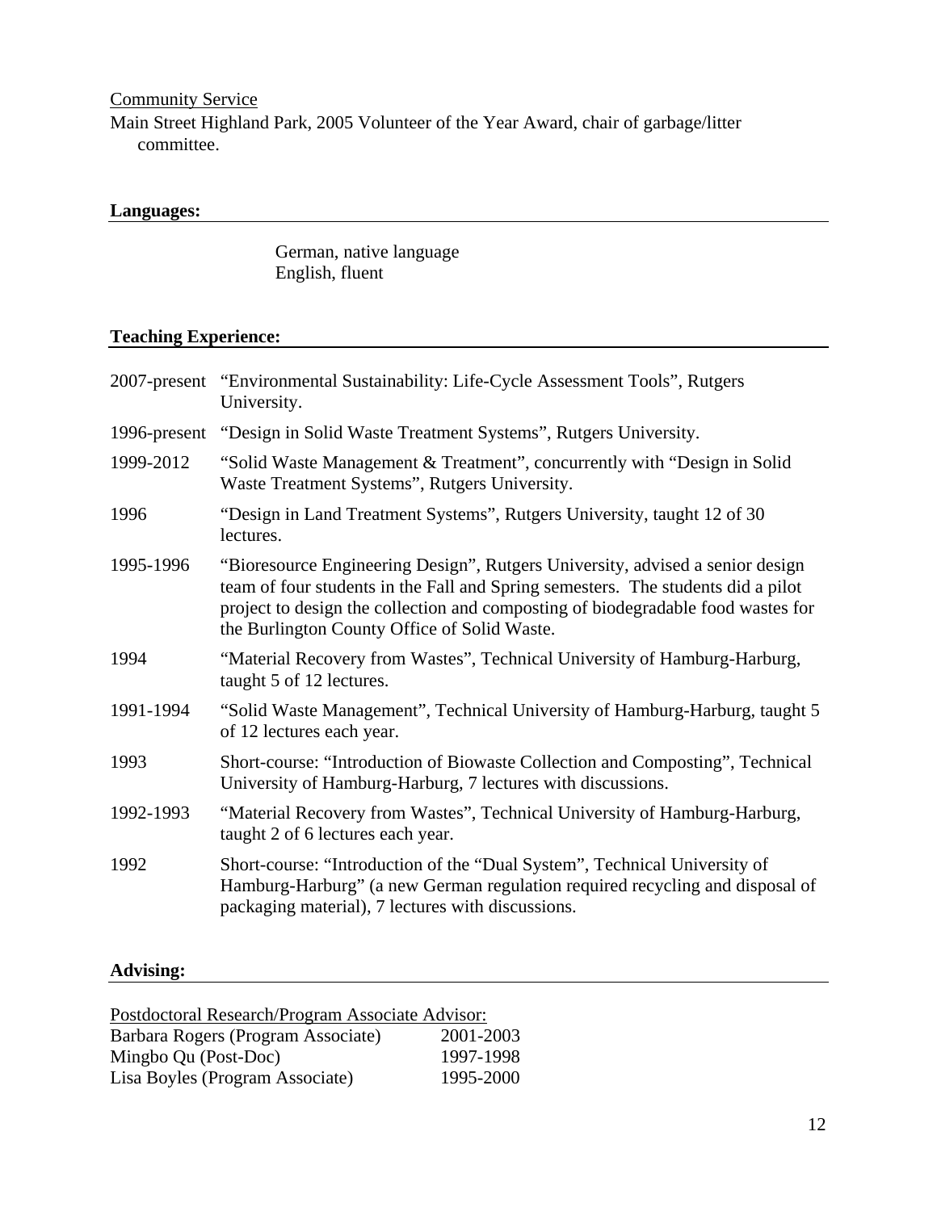Community Service

Main Street Highland Park, 2005 Volunteer of the Year Award, chair of garbage/litter committee.

## Languages:

German, native language
English, fluent

## Teaching Experience:

2007-present "Environmental Sustainability: Life-Cycle Assessment Tools", Rutgers University.

1996-present "Design in Solid Waste Treatment Systems", Rutgers University.

1999-2012 "Solid Waste Management & Treatment", concurrently with "Design in Solid Waste Treatment Systems", Rutgers University.

1996 "Design in Land Treatment Systems", Rutgers University, taught 12 of 30 lectures.

1995-1996 "Bioresource Engineering Design", Rutgers University, advised a senior design team of four students in the Fall and Spring semesters. The students did a pilot project to design the collection and composting of biodegradable food wastes for the Burlington County Office of Solid Waste.

1994 "Material Recovery from Wastes", Technical University of Hamburg-Harburg, taught 5 of 12 lectures.

1991-1994 "Solid Waste Management", Technical University of Hamburg-Harburg, taught 5 of 12 lectures each year.

1993 Short-course: "Introduction of Biowaste Collection and Composting", Technical University of Hamburg-Harburg, 7 lectures with discussions.

1992-1993 "Material Recovery from Wastes", Technical University of Hamburg-Harburg, taught 2 of 6 lectures each year.

1992 Short-course: "Introduction of the "Dual System", Technical University of Hamburg-Harburg" (a new German regulation required recycling and disposal of packaging material), 7 lectures with discussions.

## Advising:

Postdoctoral Research/Program Associate Advisor:

| | |
|---|---|
| Barbara Rogers (Program Associate) | 2001-2003 |
| Mingbo Qu (Post-Doc) | 1997-1998 |
| Lisa Boyles (Program Associate) | 1995-2000 |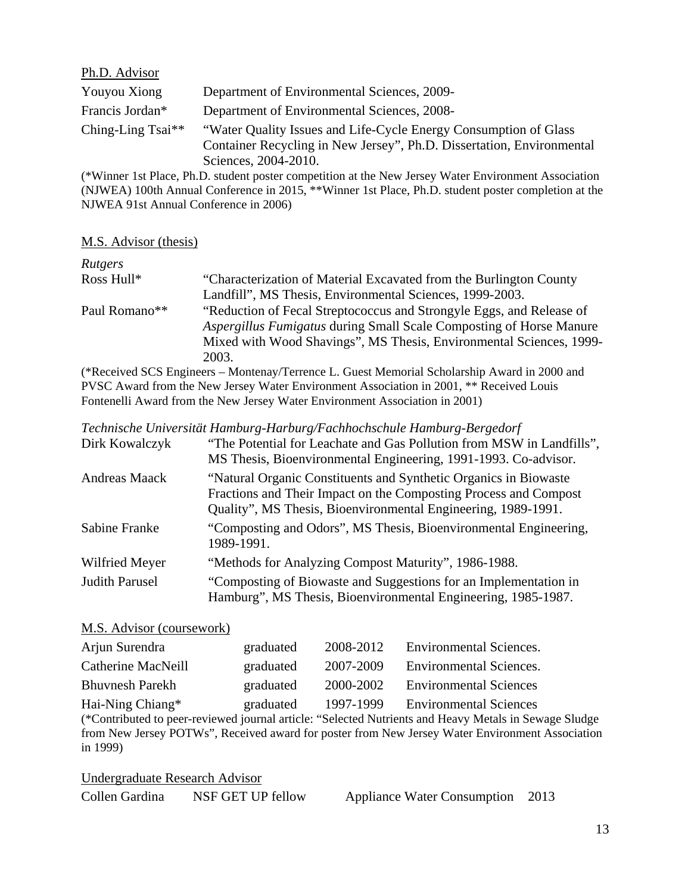<u>Ph.D. Advisor</u>

| | |
|---|---|
| Youyou Xiong | Department of Environmental Sciences, 2009- |
| Francis Jordan* | Department of Environmental Sciences, 2008- |
| Ching-Ling Tsai** | "Water Quality Issues and Life-Cycle Energy Consumption of Glass Container Recycling in New Jersey", Ph.D. Dissertation, Environmental Sciences, 2004-2010. |

(*Winner 1st Place, Ph.D. student poster competition at the New Jersey Water Environment Association (NJWEA) 100th Annual Conference in 2015, **Winner 1st Place, Ph.D. student poster completion at the NJWEA 91st Annual Conference in 2006)

<u>M.S. Advisor (thesis)</u>

*Rutgers*

| | |
|---|---|
| Ross Hull* | "Characterization of Material Excavated from the Burlington County Landfill", MS Thesis, Environmental Sciences, 1999-2003. |
| Paul Romano** | "Reduction of Fecal Streptococcus and Strongyle Eggs, and Release of *Aspergillus Fumigatus* during Small Scale Composting of Horse Manure Mixed with Wood Shavings", MS Thesis, Environmental Sciences, 1999-2003. |

(*Received SCS Engineers – Montenay/Terrence L. Guest Memorial Scholarship Award in 2000 and PVSC Award from the New Jersey Water Environment Association in 2001, ** Received Louis Fontenelli Award from the New Jersey Water Environment Association in 2001)

*Technische Universität Hamburg-Harburg/Fachhochschule Hamburg-Bergedorf*

| | |
|---|---|
| Dirk Kowalczyk | "The Potential for Leachate and Gas Pollution from MSW in Landfills", MS Thesis, Bioenvironmental Engineering, 1991-1993. Co-advisor. |
| Andreas Maack | "Natural Organic Constituents and Synthetic Organics in Biowaste Fractions and Their Impact on the Composting Process and Compost Quality", MS Thesis, Bioenvironmental Engineering, 1989-1991. |
| Sabine Franke | "Composting and Odors", MS Thesis, Bioenvironmental Engineering, 1989-1991. |
| Wilfried Meyer | "Methods for Analyzing Compost Maturity", 1986-1988. |
| Judith Parusel | "Composting of Biowaste and Suggestions for an Implementation in Hamburg", MS Thesis, Bioenvironmental Engineering, 1985-1987. |

<u>M.S. Advisor (coursework)</u>

| | | | |
|---|---|---|---|
| Arjun Surendra | graduated | 2008-2012 | Environmental Sciences. |
| Catherine MacNeill | graduated | 2007-2009 | Environmental Sciences. |
| Bhuvnesh Parekh | graduated | 2000-2002 | Environmental Sciences |
| Hai-Ning Chiang* | graduated | 1997-1999 | Environmental Sciences |

(*Contributed to peer-reviewed journal article: "Selected Nutrients and Heavy Metals in Sewage Sludge from New Jersey POTWs", Received award for poster from New Jersey Water Environment Association in 1999)

<u>Undergraduate Research Advisor</u>

| | | | |
|---|---|---|---|
| Collen Gardina | NSF GET UP fellow | Appliance Water Consumption | 2013 |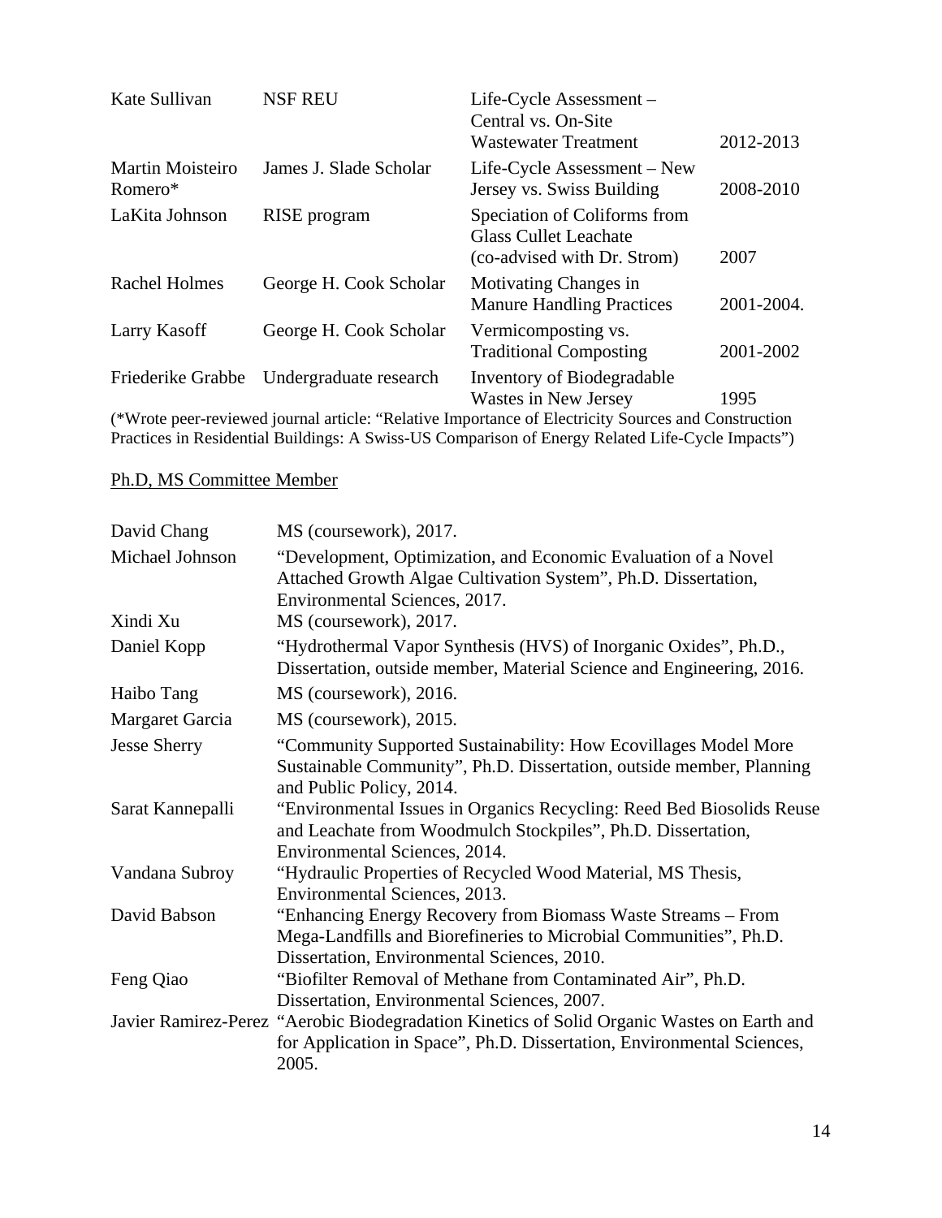| | | | |
|---|---|---|---|
| Kate Sullivan | NSF REU | Life-Cycle Assessment – Central vs. On-Site Wastewater Treatment | 2012-2013 |
| Martin Moisteiro Romero* | James J. Slade Scholar | Life-Cycle Assessment – New Jersey vs. Swiss Building | 2008-2010 |
| LaKita Johnson | RISE program | Speciation of Coliforms from Glass Cullet Leachate (co-advised with Dr. Strom) | 2007 |
| Rachel Holmes | George H. Cook Scholar | Motivating Changes in Manure Handling Practices | 2001-2004. |
| Larry Kasoff | George H. Cook Scholar | Vermicomposting vs. Traditional Composting | 2001-2002 |
| Friederike Grabbe | Undergraduate research | Inventory of Biodegradable Wastes in New Jersey | 1995 |

(*Wrote peer-reviewed journal article: "Relative Importance of Electricity Sources and Construction Practices in Residential Buildings: A Swiss-US Comparison of Energy Related Life-Cycle Impacts")

<u>Ph.D, MS Committee Member</u>

| | |
|---|---|
| David Chang | MS (coursework), 2017. |
| Michael Johnson | "Development, Optimization, and Economic Evaluation of a Novel Attached Growth Algae Cultivation System", Ph.D. Dissertation, Environmental Sciences, 2017. |
| Xindi Xu | MS (coursework), 2017. |
| Daniel Kopp | "Hydrothermal Vapor Synthesis (HVS) of Inorganic Oxides", Ph.D., Dissertation, outside member, Material Science and Engineering, 2016. |
| Haibo Tang | MS (coursework), 2016. |
| Margaret Garcia | MS (coursework), 2015. |
| Jesse Sherry | "Community Supported Sustainability: How Ecovillages Model More Sustainable Community", Ph.D. Dissertation, outside member, Planning and Public Policy, 2014. |
| Sarat Kannepalli | "Environmental Issues in Organics Recycling: Reed Bed Biosolids Reuse and Leachate from Woodmulch Stockpiles", Ph.D. Dissertation, Environmental Sciences, 2014. |
| Vandana Subroy | "Hydraulic Properties of Recycled Wood Material, MS Thesis, Environmental Sciences, 2013. |
| David Babson | "Enhancing Energy Recovery from Biomass Waste Streams – From Mega-Landfills and Biorefineries to Microbial Communities", Ph.D. Dissertation, Environmental Sciences, 2010. |
| Feng Qiao | "Biofilter Removal of Methane from Contaminated Air", Ph.D. Dissertation, Environmental Sciences, 2007. |
| Javier Ramirez-Perez | "Aerobic Biodegradation Kinetics of Solid Organic Wastes on Earth and for Application in Space", Ph.D. Dissertation, Environmental Sciences, 2005. |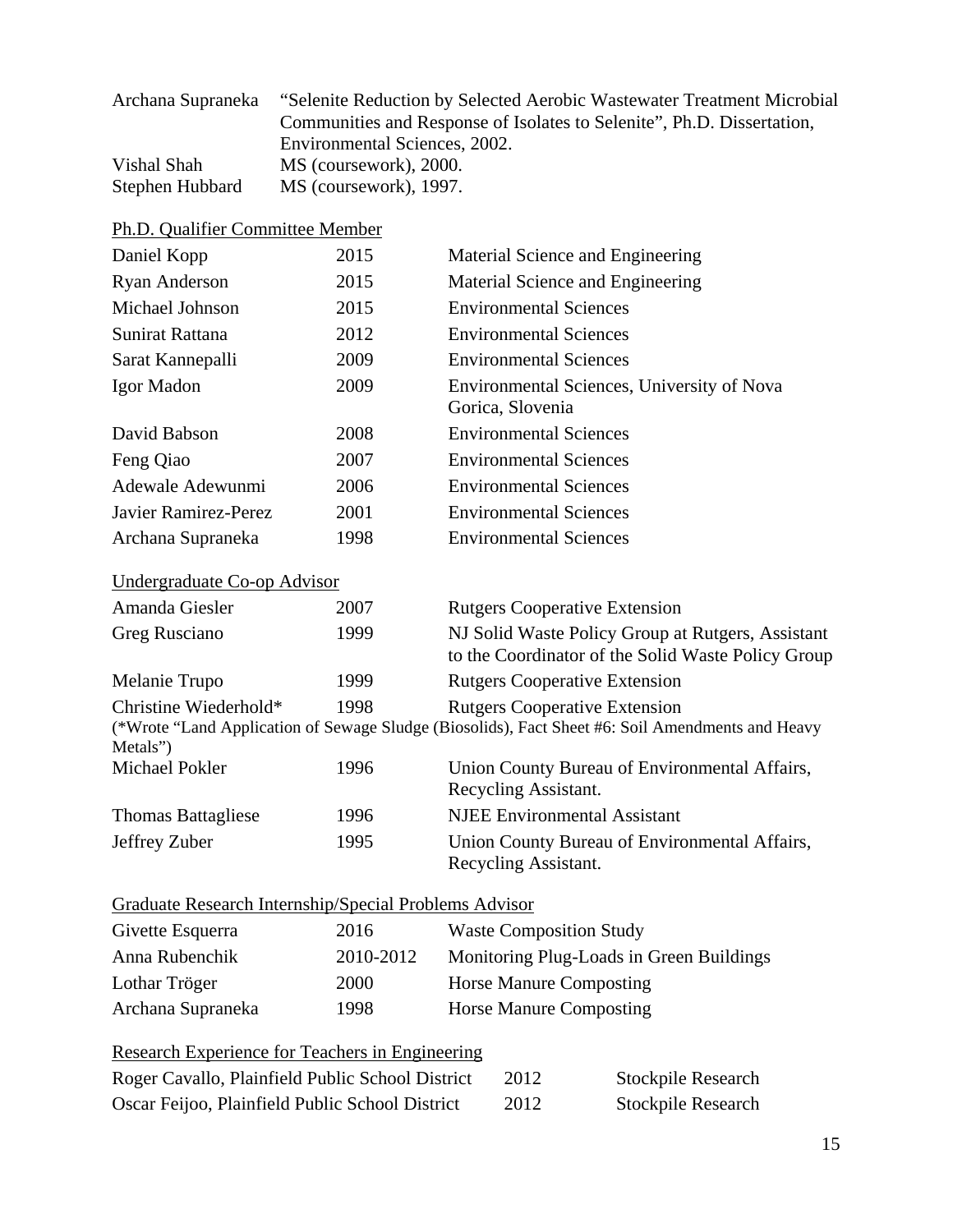| | |
|---|---|
| Archana Supraneka | "Selenite Reduction by Selected Aerobic Wastewater Treatment Microbial Communities and Response of Isolates to Selenite", Ph.D. Dissertation, Environmental Sciences, 2002. |
| Vishal Shah | MS (coursework), 2000. |
| Stephen Hubbard | MS (coursework), 1997. |

Ph.D. Qualifier Committee Member

| | | |
|---|---|---|
| Daniel Kopp | 2015 | Material Science and Engineering |
| Ryan Anderson | 2015 | Material Science and Engineering |
| Michael Johnson | 2015 | Environmental Sciences |
| Sunirat Rattana | 2012 | Environmental Sciences |
| Sarat Kannepalli | 2009 | Environmental Sciences |
| Igor Madon | 2009 | Environmental Sciences, University of Nova Gorica, Slovenia |
| David Babson | 2008 | Environmental Sciences |
| Feng Qiao | 2007 | Environmental Sciences |
| Adewale Adewunmi | 2006 | Environmental Sciences |
| Javier Ramirez-Perez | 2001 | Environmental Sciences |
| Archana Supraneka | 1998 | Environmental Sciences |

Undergraduate Co-op Advisor

| | | |
|---|---|---|
| Amanda Giesler | 2007 | Rutgers Cooperative Extension |
| Greg Rusciano | 1999 | NJ Solid Waste Policy Group at Rutgers, Assistant to the Coordinator of the Solid Waste Policy Group |
| Melanie Trupo | 1999 | Rutgers Cooperative Extension |
| Christine Wiederhold* | 1998 | Rutgers Cooperative Extension |

(*Wrote "Land Application of Sewage Sludge (Biosolids), Fact Sheet #6: Soil Amendments and Heavy Metals")

| | | |
|---|---|---|
| Michael Pokler | 1996 | Union County Bureau of Environmental Affairs, Recycling Assistant. |
| Thomas Battagliese | 1996 | NJEE Environmental Assistant |
| Jeffrey Zuber | 1995 | Union County Bureau of Environmental Affairs, Recycling Assistant. |

Graduate Research Internship/Special Problems Advisor

| | | |
|---|---|---|
| Givette Esquerra | 2016 | Waste Composition Study |
| Anna Rubenchik | 2010-2012 | Monitoring Plug-Loads in Green Buildings |
| Lothar Tröger | 2000 | Horse Manure Composting |
| Archana Supraneka | 1998 | Horse Manure Composting |

Research Experience for Teachers in Engineering

| | | |
|---|---|---|
| Roger Cavallo, Plainfield Public School District | 2012 | Stockpile Research |
| Oscar Feijoo, Plainfield Public School District | 2012 | Stockpile Research |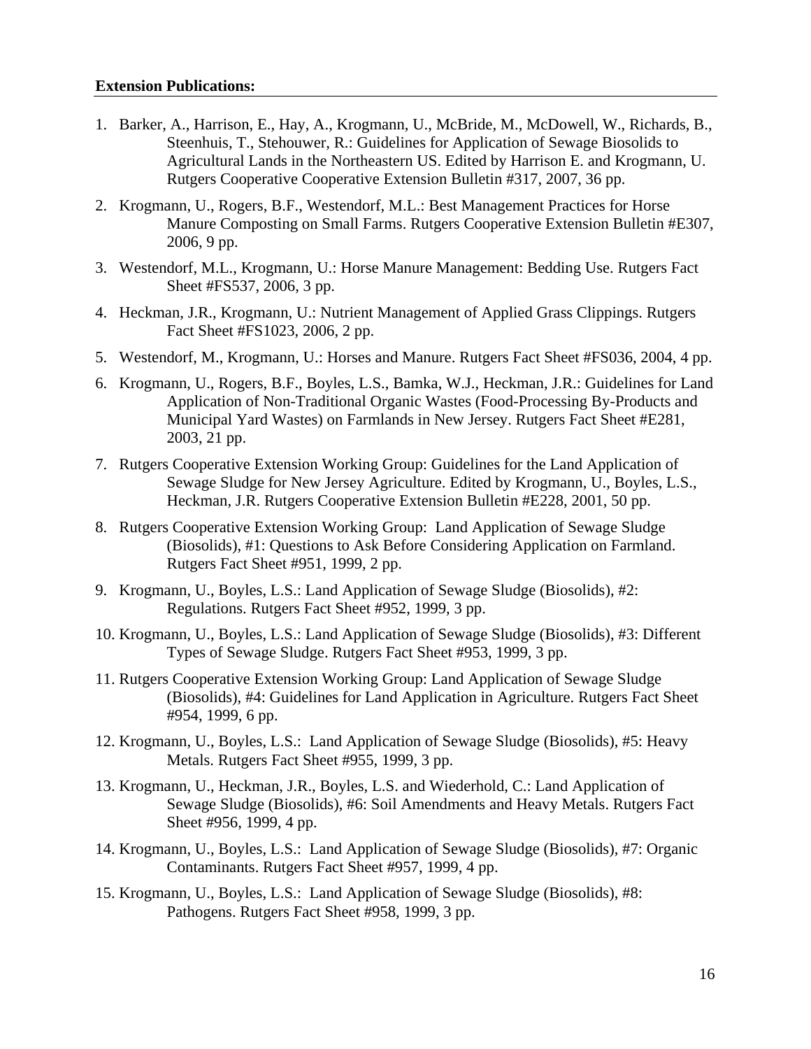**Extension Publications:**

1. Barker, A., Harrison, E., Hay, A., Krogmann, U., McBride, M., McDowell, W., Richards, B., Steenhuis, T., Stehouwer, R.: Guidelines for Application of Sewage Biosolids to Agricultural Lands in the Northeastern US. Edited by Harrison E. and Krogmann, U. Rutgers Cooperative Cooperative Extension Bulletin #317, 2007, 36 pp.
2. Krogmann, U., Rogers, B.F., Westendorf, M.L.: Best Management Practices for Horse Manure Composting on Small Farms. Rutgers Cooperative Extension Bulletin #E307, 2006, 9 pp.
3. Westendorf, M.L., Krogmann, U.: Horse Manure Management: Bedding Use. Rutgers Fact Sheet #FS537, 2006, 3 pp.
4. Heckman, J.R., Krogmann, U.: Nutrient Management of Applied Grass Clippings. Rutgers Fact Sheet #FS1023, 2006, 2 pp.
5. Westendorf, M., Krogmann, U.: Horses and Manure. Rutgers Fact Sheet #FS036, 2004, 4 pp.
6. Krogmann, U., Rogers, B.F., Boyles, L.S., Bamka, W.J., Heckman, J.R.: Guidelines for Land Application of Non-Traditional Organic Wastes (Food-Processing By-Products and Municipal Yard Wastes) on Farmlands in New Jersey. Rutgers Fact Sheet #E281, 2003, 21 pp.
7. Rutgers Cooperative Extension Working Group: Guidelines for the Land Application of Sewage Sludge for New Jersey Agriculture. Edited by Krogmann, U., Boyles, L.S., Heckman, J.R. Rutgers Cooperative Extension Bulletin #E228, 2001, 50 pp.
8. Rutgers Cooperative Extension Working Group: Land Application of Sewage Sludge (Biosolids), #1: Questions to Ask Before Considering Application on Farmland. Rutgers Fact Sheet #951, 1999, 2 pp.
9. Krogmann, U., Boyles, L.S.: Land Application of Sewage Sludge (Biosolids), #2: Regulations. Rutgers Fact Sheet #952, 1999, 3 pp.
10. Krogmann, U., Boyles, L.S.: Land Application of Sewage Sludge (Biosolids), #3: Different Types of Sewage Sludge. Rutgers Fact Sheet #953, 1999, 3 pp.
11. Rutgers Cooperative Extension Working Group: Land Application of Sewage Sludge (Biosolids), #4: Guidelines for Land Application in Agriculture. Rutgers Fact Sheet #954, 1999, 6 pp.
12. Krogmann, U., Boyles, L.S.: Land Application of Sewage Sludge (Biosolids), #5: Heavy Metals. Rutgers Fact Sheet #955, 1999, 3 pp.
13. Krogmann, U., Heckman, J.R., Boyles, L.S. and Wiederhold, C.: Land Application of Sewage Sludge (Biosolids), #6: Soil Amendments and Heavy Metals. Rutgers Fact Sheet #956, 1999, 4 pp.
14. Krogmann, U., Boyles, L.S.: Land Application of Sewage Sludge (Biosolids), #7: Organic Contaminants. Rutgers Fact Sheet #957, 1999, 4 pp.
15. Krogmann, U., Boyles, L.S.: Land Application of Sewage Sludge (Biosolids), #8: Pathogens. Rutgers Fact Sheet #958, 1999, 3 pp.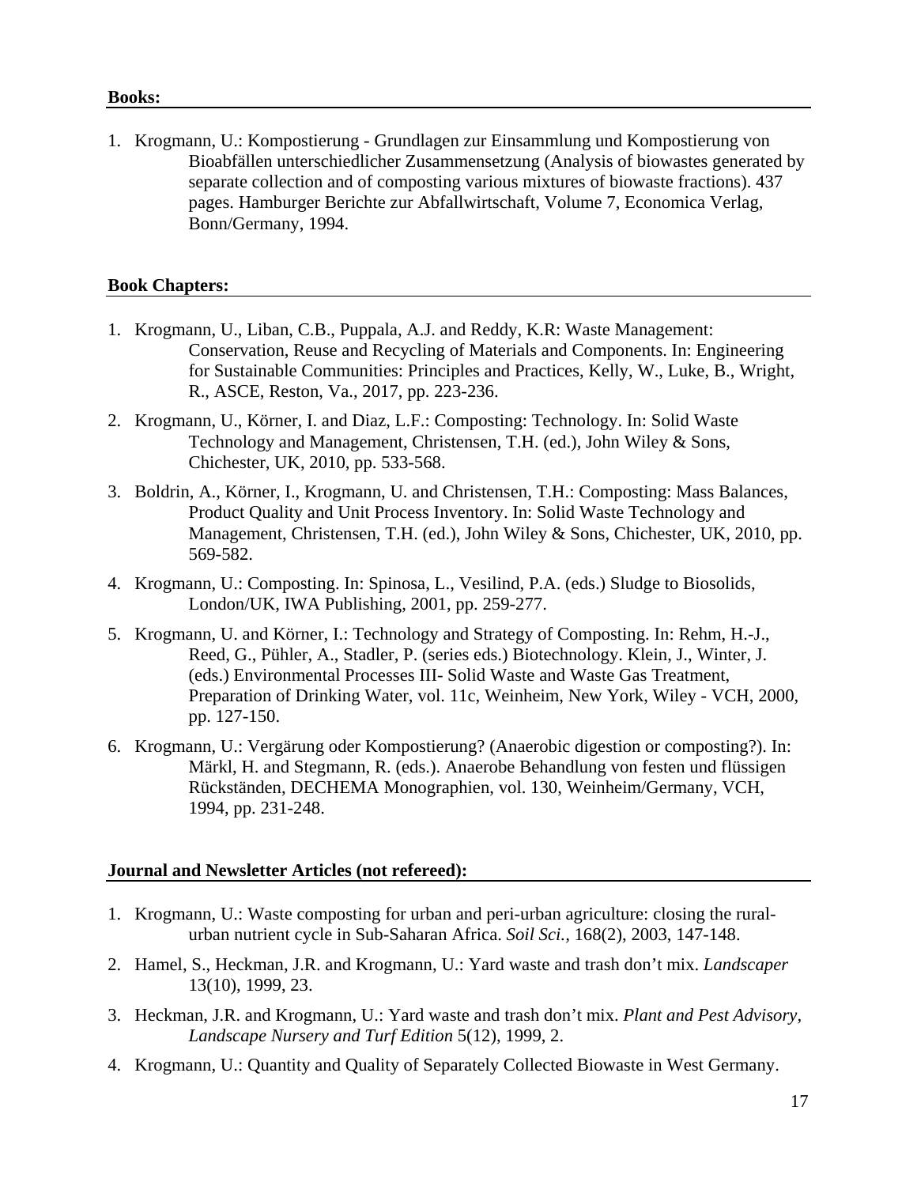**Books:**

1. Krogmann, U.: Kompostierung - Grundlagen zur Einsammlung und Kompostierung von Bioabfällen unterschiedlicher Zusammensetzung (Analysis of biowastes generated by separate collection and of composting various mixtures of biowaste fractions). 437 pages. Hamburger Berichte zur Abfallwirtschaft, Volume 7, Economica Verlag, Bonn/Germany, 1994.

**Book Chapters:**

1. Krogmann, U., Liban, C.B., Puppala, A.J. and Reddy, K.R: Waste Management: Conservation, Reuse and Recycling of Materials and Components. In: Engineering for Sustainable Communities: Principles and Practices, Kelly, W., Luke, B., Wright, R., ASCE, Reston, Va., 2017, pp. 223-236.
2. Krogmann, U., Körner, I. and Diaz, L.F.: Composting: Technology. In: Solid Waste Technology and Management, Christensen, T.H. (ed.), John Wiley & Sons, Chichester, UK, 2010, pp. 533-568.
3. Boldrin, A., Körner, I., Krogmann, U. and Christensen, T.H.: Composting: Mass Balances, Product Quality and Unit Process Inventory. In: Solid Waste Technology and Management, Christensen, T.H. (ed.), John Wiley & Sons, Chichester, UK, 2010, pp. 569-582.
4. Krogmann, U.: Composting. In: Spinosa, L., Vesilind, P.A. (eds.) Sludge to Biosolids, London/UK, IWA Publishing, 2001, pp. 259-277.
5. Krogmann, U. and Körner, I.: Technology and Strategy of Composting. In: Rehm, H.-J., Reed, G., Pühler, A., Stadler, P. (series eds.) Biotechnology. Klein, J., Winter, J. (eds.) Environmental Processes III- Solid Waste and Waste Gas Treatment, Preparation of Drinking Water, vol. 11c, Weinheim, New York, Wiley - VCH, 2000, pp. 127-150.
6. Krogmann, U.: Vergärung oder Kompostierung? (Anaerobic digestion or composting?). In: Märkl, H. and Stegmann, R. (eds.). Anaerobe Behandlung von festen und flüssigen Rückständen, DECHEMA Monographien, vol. 130, Weinheim/Germany, VCH, 1994, pp. 231-248.

**Journal and Newsletter Articles (not refereed):**

1. Krogmann, U.: Waste composting for urban and peri-urban agriculture: closing the rural-urban nutrient cycle in Sub-Saharan Africa. *Soil Sci.*, 168(2), 2003, 147-148.
2. Hamel, S., Heckman, J.R. and Krogmann, U.: Yard waste and trash don't mix. *Landscaper* 13(10), 1999, 23.
3. Heckman, J.R. and Krogmann, U.: Yard waste and trash don't mix. *Plant and Pest Advisory, Landscape Nursery and Turf Edition* 5(12), 1999, 2.
4. Krogmann, U.: Quantity and Quality of Separately Collected Biowaste in West Germany.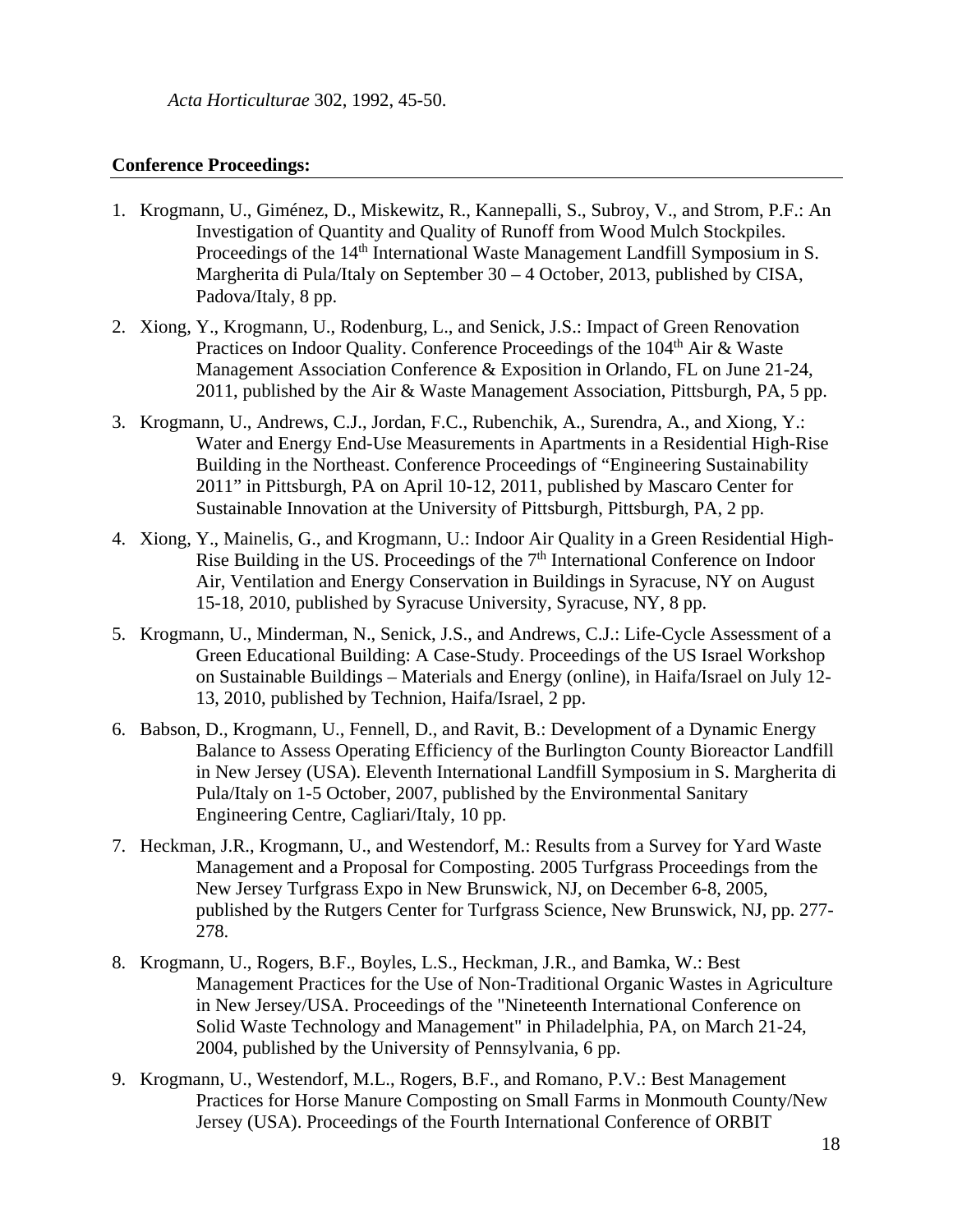*Acta Horticulturae* 302, 1992, 45-50.

**Conference Proceedings:**

1. Krogmann, U., Giménez, D., Miskewitz, R., Kannepalli, S., Subroy, V., and Strom, P.F.: An Investigation of Quantity and Quality of Runoff from Wood Mulch Stockpiles. Proceedings of the 14th International Waste Management Landfill Symposium in S. Margherita di Pula/Italy on September 30 – 4 October, 2013, published by CISA, Padova/Italy, 8 pp.
2. Xiong, Y., Krogmann, U., Rodenburg, L., and Senick, J.S.: Impact of Green Renovation Practices on Indoor Quality. Conference Proceedings of the 104th Air & Waste Management Association Conference & Exposition in Orlando, FL on June 21-24, 2011, published by the Air & Waste Management Association, Pittsburgh, PA, 5 pp.
3. Krogmann, U., Andrews, C.J., Jordan, F.C., Rubenchik, A., Surendra, A., and Xiong, Y.: Water and Energy End-Use Measurements in Apartments in a Residential High-Rise Building in the Northeast. Conference Proceedings of "Engineering Sustainability 2011" in Pittsburgh, PA on April 10-12, 2011, published by Mascaro Center for Sustainable Innovation at the University of Pittsburgh, Pittsburgh, PA, 2 pp.
4. Xiong, Y., Mainelis, G., and Krogmann, U.: Indoor Air Quality in a Green Residential High-Rise Building in the US. Proceedings of the 7th International Conference on Indoor Air, Ventilation and Energy Conservation in Buildings in Syracuse, NY on August 15-18, 2010, published by Syracuse University, Syracuse, NY, 8 pp.
5. Krogmann, U., Minderman, N., Senick, J.S., and Andrews, C.J.: Life-Cycle Assessment of a Green Educational Building: A Case-Study. Proceedings of the US Israel Workshop on Sustainable Buildings – Materials and Energy (online), in Haifa/Israel on July 12-13, 2010, published by Technion, Haifa/Israel, 2 pp.
6. Babson, D., Krogmann, U., Fennell, D., and Ravit, B.: Development of a Dynamic Energy Balance to Assess Operating Efficiency of the Burlington County Bioreactor Landfill in New Jersey (USA). Eleventh International Landfill Symposium in S. Margherita di Pula/Italy on 1-5 October, 2007, published by the Environmental Sanitary Engineering Centre, Cagliari/Italy, 10 pp.
7. Heckman, J.R., Krogmann, U., and Westendorf, M.: Results from a Survey for Yard Waste Management and a Proposal for Composting. 2005 Turfgrass Proceedings from the New Jersey Turfgrass Expo in New Brunswick, NJ, on December 6-8, 2005, published by the Rutgers Center for Turfgrass Science, New Brunswick, NJ, pp. 277-278.
8. Krogmann, U., Rogers, B.F., Boyles, L.S., Heckman, J.R., and Bamka, W.: Best Management Practices for the Use of Non-Traditional Organic Wastes in Agriculture in New Jersey/USA. Proceedings of the "Nineteenth International Conference on Solid Waste Technology and Management" in Philadelphia, PA, on March 21-24, 2004, published by the University of Pennsylvania, 6 pp.
9. Krogmann, U., Westendorf, M.L., Rogers, B.F., and Romano, P.V.: Best Management Practices for Horse Manure Composting on Small Farms in Monmouth County/New Jersey (USA). Proceedings of the Fourth International Conference of ORBIT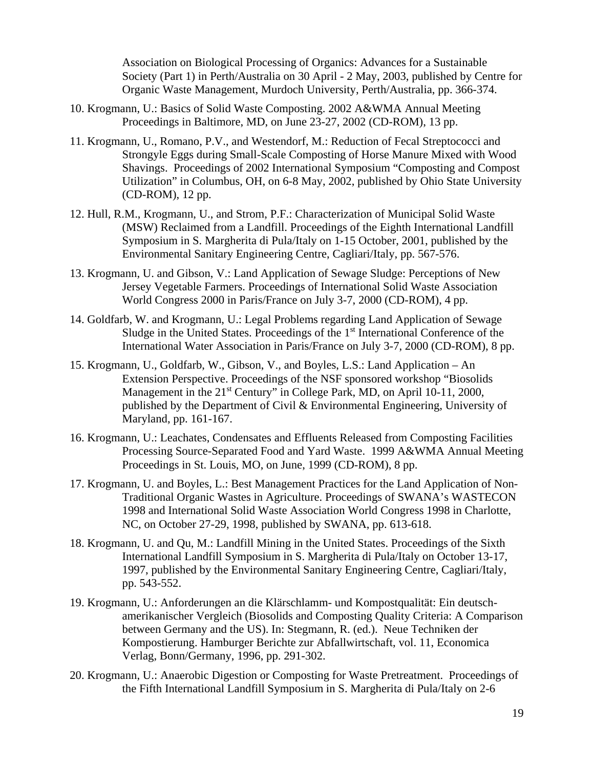Association on Biological Processing of Organics: Advances for a Sustainable Society (Part 1) in Perth/Australia on 30 April - 2 May, 2003, published by Centre for Organic Waste Management, Murdoch University, Perth/Australia, pp. 366-374.

10. Krogmann, U.: Basics of Solid Waste Composting. 2002 A&WMA Annual Meeting Proceedings in Baltimore, MD, on June 23-27, 2002 (CD-ROM), 13 pp.

11. Krogmann, U., Romano, P.V., and Westendorf, M.: Reduction of Fecal Streptococci and Strongyle Eggs during Small-Scale Composting of Horse Manure Mixed with Wood Shavings. Proceedings of 2002 International Symposium "Composting and Compost Utilization" in Columbus, OH, on 6-8 May, 2002, published by Ohio State University (CD-ROM), 12 pp.

12. Hull, R.M., Krogmann, U., and Strom, P.F.: Characterization of Municipal Solid Waste (MSW) Reclaimed from a Landfill. Proceedings of the Eighth International Landfill Symposium in S. Margherita di Pula/Italy on 1-15 October, 2001, published by the Environmental Sanitary Engineering Centre, Cagliari/Italy, pp. 567-576.

13. Krogmann, U. and Gibson, V.: Land Application of Sewage Sludge: Perceptions of New Jersey Vegetable Farmers. Proceedings of International Solid Waste Association World Congress 2000 in Paris/France on July 3-7, 2000 (CD-ROM), 4 pp.

14. Goldfarb, W. and Krogmann, U.: Legal Problems regarding Land Application of Sewage Sludge in the United States. Proceedings of the 1st International Conference of the International Water Association in Paris/France on July 3-7, 2000 (CD-ROM), 8 pp.

15. Krogmann, U., Goldfarb, W., Gibson, V., and Boyles, L.S.: Land Application – An Extension Perspective. Proceedings of the NSF sponsored workshop "Biosolids Management in the 21st Century" in College Park, MD, on April 10-11, 2000, published by the Department of Civil & Environmental Engineering, University of Maryland, pp. 161-167.

16. Krogmann, U.: Leachates, Condensates and Effluents Released from Composting Facilities Processing Source-Separated Food and Yard Waste. 1999 A&WMA Annual Meeting Proceedings in St. Louis, MO, on June, 1999 (CD-ROM), 8 pp.

17. Krogmann, U. and Boyles, L.: Best Management Practices for the Land Application of Non-Traditional Organic Wastes in Agriculture. Proceedings of SWANA's WASTECON 1998 and International Solid Waste Association World Congress 1998 in Charlotte, NC, on October 27-29, 1998, published by SWANA, pp. 613-618.

18. Krogmann, U. and Qu, M.: Landfill Mining in the United States. Proceedings of the Sixth International Landfill Symposium in S. Margherita di Pula/Italy on October 13-17, 1997, published by the Environmental Sanitary Engineering Centre, Cagliari/Italy, pp. 543-552.

19. Krogmann, U.: Anforderungen an die Klärschlamm- und Kompostqualität: Ein deutsch-amerikanischer Vergleich (Biosolids and Composting Quality Criteria: A Comparison between Germany and the US). In: Stegmann, R. (ed.). Neue Techniken der Kompostierung. Hamburger Berichte zur Abfallwirtschaft, vol. 11, Economica Verlag, Bonn/Germany, 1996, pp. 291-302.

20. Krogmann, U.: Anaerobic Digestion or Composting for Waste Pretreatment. Proceedings of the Fifth International Landfill Symposium in S. Margherita di Pula/Italy on 2-6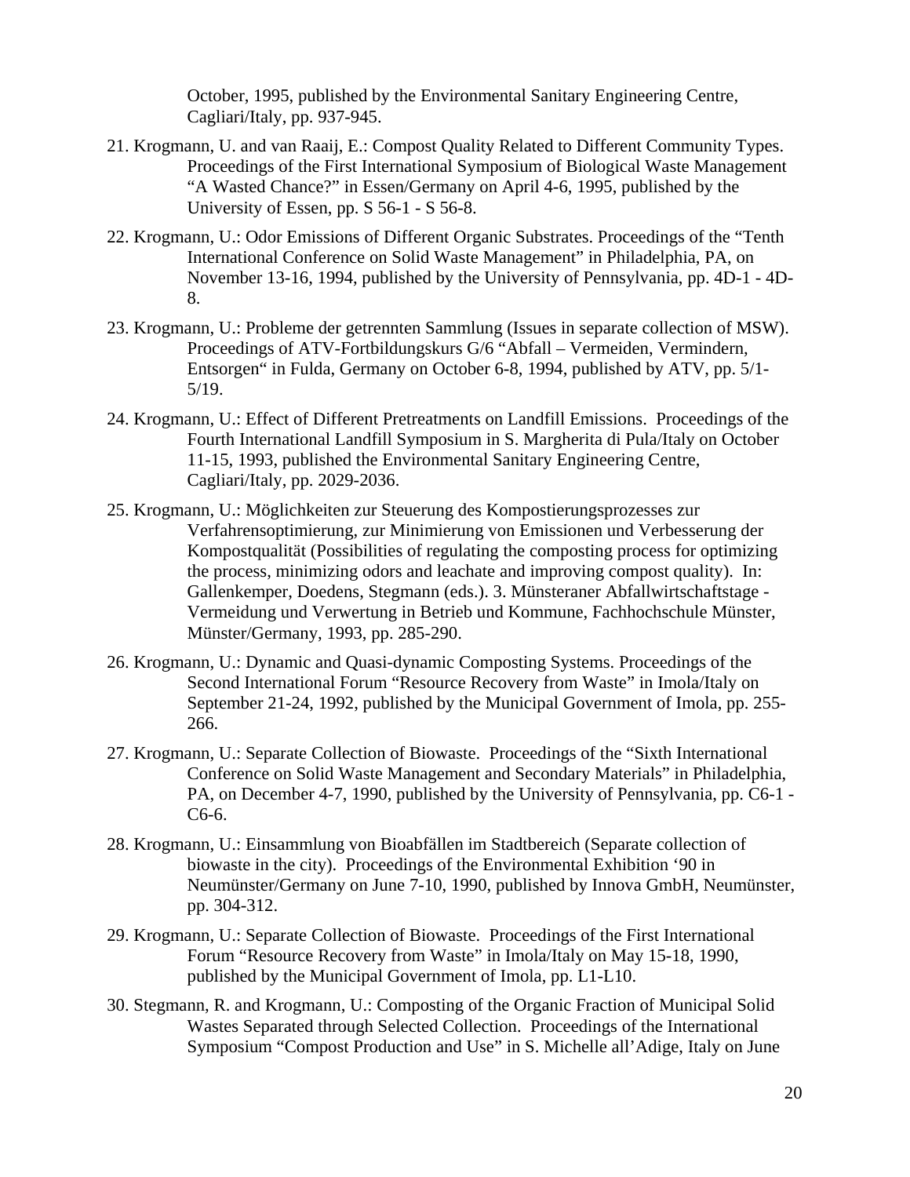October, 1995, published by the Environmental Sanitary Engineering Centre, Cagliari/Italy, pp. 937-945.

21. Krogmann, U. and van Raaij, E.: Compost Quality Related to Different Community Types. Proceedings of the First International Symposium of Biological Waste Management "A Wasted Chance?" in Essen/Germany on April 4-6, 1995, published by the University of Essen, pp. S 56-1 - S 56-8.

22. Krogmann, U.: Odor Emissions of Different Organic Substrates. Proceedings of the "Tenth International Conference on Solid Waste Management" in Philadelphia, PA, on November 13-16, 1994, published by the University of Pennsylvania, pp. 4D-1 - 4D-8.

23. Krogmann, U.: Probleme der getrennten Sammlung (Issues in separate collection of MSW). Proceedings of ATV-Fortbildungskurs G/6 "Abfall – Vermeiden, Vermindern, Entsorgen" in Fulda, Germany on October 6-8, 1994, published by ATV, pp. 5/1-5/19.

24. Krogmann, U.: Effect of Different Pretreatments on Landfill Emissions. Proceedings of the Fourth International Landfill Symposium in S. Margherita di Pula/Italy on October 11-15, 1993, published the Environmental Sanitary Engineering Centre, Cagliari/Italy, pp. 2029-2036.

25. Krogmann, U.: Möglichkeiten zur Steuerung des Kompostierungsprozesses zur Verfahrensoptimierung, zur Minimierung von Emissionen und Verbesserung der Kompostqualität (Possibilities of regulating the composting process for optimizing the process, minimizing odors and leachate and improving compost quality). In: Gallenkemper, Doedens, Stegmann (eds.). 3. Münsteraner Abfallwirtschaftstage - Vermeidung und Verwertung in Betrieb und Kommune, Fachhochschule Münster, Münster/Germany, 1993, pp. 285-290.

26. Krogmann, U.: Dynamic and Quasi-dynamic Composting Systems. Proceedings of the Second International Forum "Resource Recovery from Waste" in Imola/Italy on September 21-24, 1992, published by the Municipal Government of Imola, pp. 255-266.

27. Krogmann, U.: Separate Collection of Biowaste. Proceedings of the "Sixth International Conference on Solid Waste Management and Secondary Materials" in Philadelphia, PA, on December 4-7, 1990, published by the University of Pennsylvania, pp. C6-1 - C6-6.

28. Krogmann, U.: Einsammlung von Bioabfällen im Stadtbereich (Separate collection of biowaste in the city). Proceedings of the Environmental Exhibition '90 in Neumünster/Germany on June 7-10, 1990, published by Innova GmbH, Neumünster, pp. 304-312.

29. Krogmann, U.: Separate Collection of Biowaste. Proceedings of the First International Forum "Resource Recovery from Waste" in Imola/Italy on May 15-18, 1990, published by the Municipal Government of Imola, pp. L1-L10.

30. Stegmann, R. and Krogmann, U.: Composting of the Organic Fraction of Municipal Solid Wastes Separated through Selected Collection. Proceedings of the International Symposium "Compost Production and Use" in S. Michelle all'Adige, Italy on June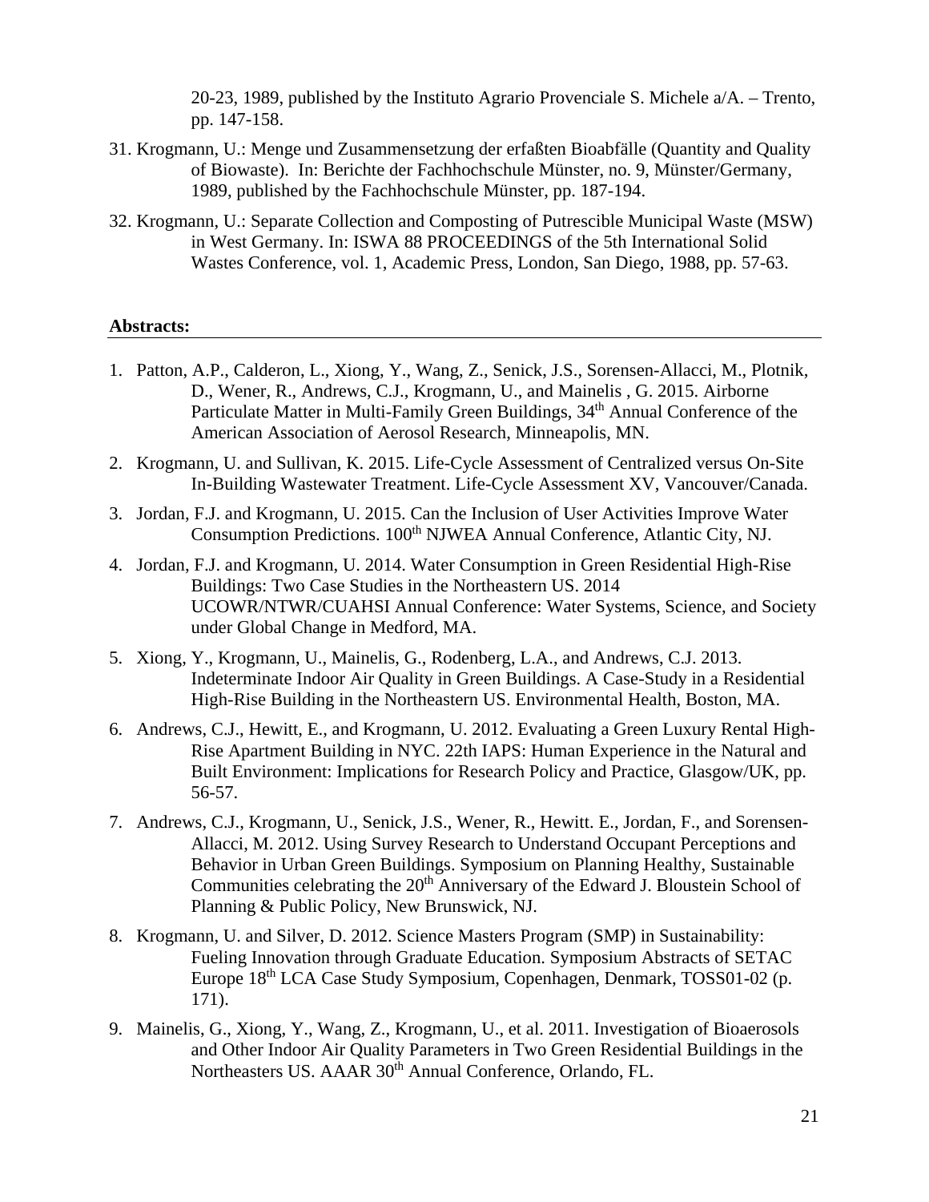20-23, 1989, published by the Instituto Agrario Provenciale S. Michele a/A. – Trento, pp. 147-158.

31. Krogmann, U.: Menge und Zusammensetzung der erfaßten Bioabfälle (Quantity and Quality of Biowaste). In: Berichte der Fachhochschule Münster, no. 9, Münster/Germany, 1989, published by the Fachhochschule Münster, pp. 187-194.

32. Krogmann, U.: Separate Collection and Composting of Putrescible Municipal Waste (MSW) in West Germany. In: ISWA 88 PROCEEDINGS of the 5th International Solid Wastes Conference, vol. 1, Academic Press, London, San Diego, 1988, pp. 57-63.

**Abstracts:**

1. Patton, A.P., Calderon, L., Xiong, Y., Wang, Z., Senick, J.S., Sorensen-Allacci, M., Plotnik, D., Wener, R., Andrews, C.J., Krogmann, U., and Mainelis , G. 2015. Airborne Particulate Matter in Multi-Family Green Buildings, 34th Annual Conference of the American Association of Aerosol Research, Minneapolis, MN.

2. Krogmann, U. and Sullivan, K. 2015. Life-Cycle Assessment of Centralized versus On-Site In-Building Wastewater Treatment. Life-Cycle Assessment XV, Vancouver/Canada.

3. Jordan, F.J. and Krogmann, U. 2015. Can the Inclusion of User Activities Improve Water Consumption Predictions. 100th NJWEA Annual Conference, Atlantic City, NJ.

4. Jordan, F.J. and Krogmann, U. 2014. Water Consumption in Green Residential High-Rise Buildings: Two Case Studies in the Northeastern US. 2014 UCOWR/NTWR/CUAHSI Annual Conference: Water Systems, Science, and Society under Global Change in Medford, MA.

5. Xiong, Y., Krogmann, U., Mainelis, G., Rodenberg, L.A., and Andrews, C.J. 2013. Indeterminate Indoor Air Quality in Green Buildings. A Case-Study in a Residential High-Rise Building in the Northeastern US. Environmental Health, Boston, MA.

6. Andrews, C.J., Hewitt, E., and Krogmann, U. 2012. Evaluating a Green Luxury Rental High-Rise Apartment Building in NYC. 22th IAPS: Human Experience in the Natural and Built Environment: Implications for Research Policy and Practice, Glasgow/UK, pp. 56-57.

7. Andrews, C.J., Krogmann, U., Senick, J.S., Wener, R., Hewitt. E., Jordan, F., and Sorensen-Allacci, M. 2012. Using Survey Research to Understand Occupant Perceptions and Behavior in Urban Green Buildings. Symposium on Planning Healthy, Sustainable Communities celebrating the 20th Anniversary of the Edward J. Bloustein School of Planning & Public Policy, New Brunswick, NJ.

8. Krogmann, U. and Silver, D. 2012. Science Masters Program (SMP) in Sustainability: Fueling Innovation through Graduate Education. Symposium Abstracts of SETAC Europe 18th LCA Case Study Symposium, Copenhagen, Denmark, TOSS01-02 (p. 171).

9. Mainelis, G., Xiong, Y., Wang, Z., Krogmann, U., et al. 2011. Investigation of Bioaerosols and Other Indoor Air Quality Parameters in Two Green Residential Buildings in the Northeasters US. AAAR 30th Annual Conference, Orlando, FL.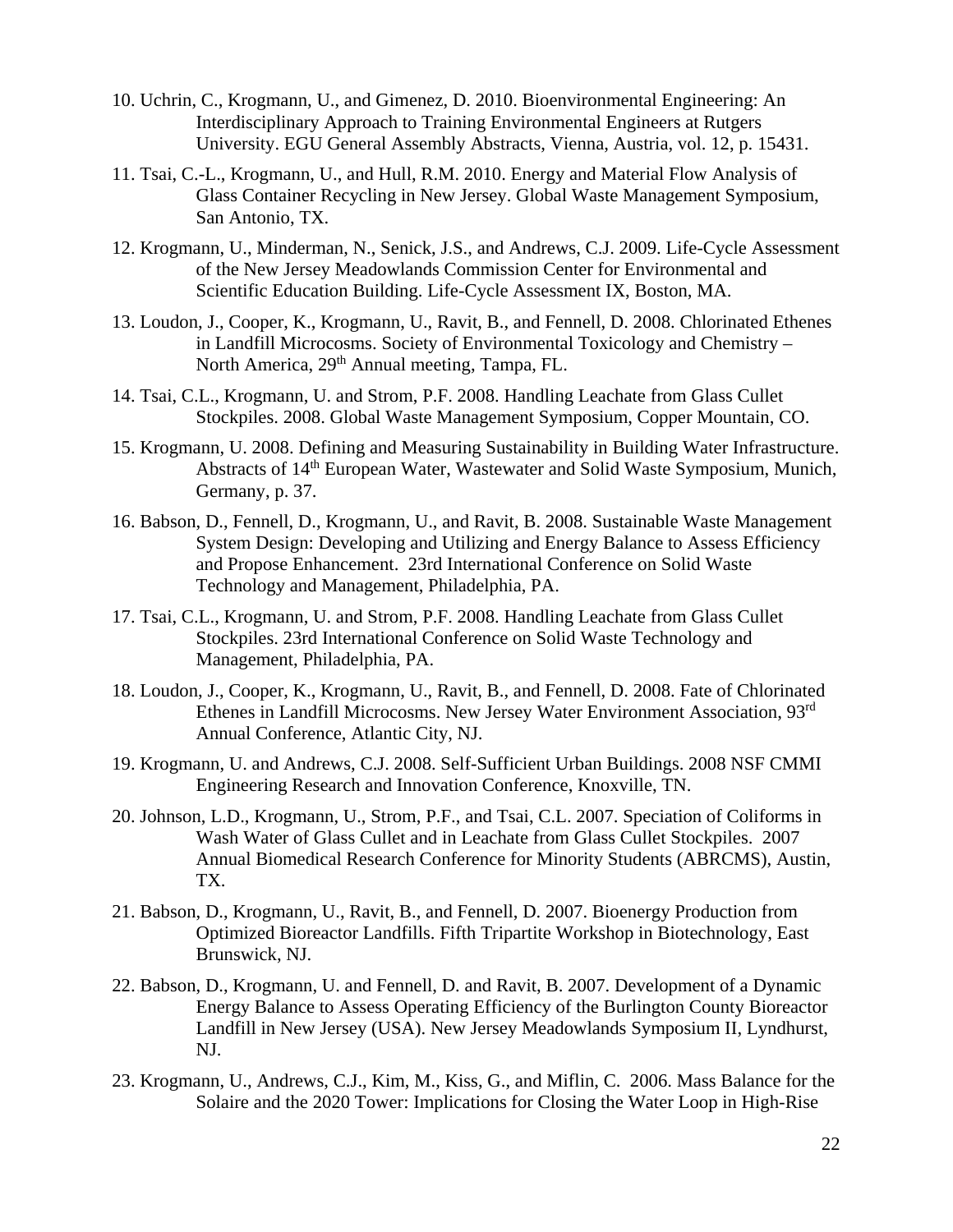10. Uchrin, C., Krogmann, U., and Gimenez, D. 2010. Bioenvironmental Engineering: An Interdisciplinary Approach to Training Environmental Engineers at Rutgers University. EGU General Assembly Abstracts, Vienna, Austria, vol. 12, p. 15431.

11. Tsai, C.-L., Krogmann, U., and Hull, R.M. 2010. Energy and Material Flow Analysis of Glass Container Recycling in New Jersey. Global Waste Management Symposium, San Antonio, TX.

12. Krogmann, U., Minderman, N., Senick, J.S., and Andrews, C.J. 2009. Life-Cycle Assessment of the New Jersey Meadowlands Commission Center for Environmental and Scientific Education Building. Life-Cycle Assessment IX, Boston, MA.

13. Loudon, J., Cooper, K., Krogmann, U., Ravit, B., and Fennell, D. 2008. Chlorinated Ethenes in Landfill Microcosms. Society of Environmental Toxicology and Chemistry – North America, 29th Annual meeting, Tampa, FL.

14. Tsai, C.L., Krogmann, U. and Strom, P.F. 2008. Handling Leachate from Glass Cullet Stockpiles. 2008. Global Waste Management Symposium, Copper Mountain, CO.

15. Krogmann, U. 2008. Defining and Measuring Sustainability in Building Water Infrastructure. Abstracts of 14th European Water, Wastewater and Solid Waste Symposium, Munich, Germany, p. 37.

16. Babson, D., Fennell, D., Krogmann, U., and Ravit, B. 2008. Sustainable Waste Management System Design: Developing and Utilizing and Energy Balance to Assess Efficiency and Propose Enhancement. 23rd International Conference on Solid Waste Technology and Management, Philadelphia, PA.

17. Tsai, C.L., Krogmann, U. and Strom, P.F. 2008. Handling Leachate from Glass Cullet Stockpiles. 23rd International Conference on Solid Waste Technology and Management, Philadelphia, PA.

18. Loudon, J., Cooper, K., Krogmann, U., Ravit, B., and Fennell, D. 2008. Fate of Chlorinated Ethenes in Landfill Microcosms. New Jersey Water Environment Association, 93rd Annual Conference, Atlantic City, NJ.

19. Krogmann, U. and Andrews, C.J. 2008. Self-Sufficient Urban Buildings. 2008 NSF CMMI Engineering Research and Innovation Conference, Knoxville, TN.

20. Johnson, L.D., Krogmann, U., Strom, P.F., and Tsai, C.L. 2007. Speciation of Coliforms in Wash Water of Glass Cullet and in Leachate from Glass Cullet Stockpiles. 2007 Annual Biomedical Research Conference for Minority Students (ABRCMS), Austin, TX.

21. Babson, D., Krogmann, U., Ravit, B., and Fennell, D. 2007. Bioenergy Production from Optimized Bioreactor Landfills. Fifth Tripartite Workshop in Biotechnology, East Brunswick, NJ.

22. Babson, D., Krogmann, U. and Fennell, D. and Ravit, B. 2007. Development of a Dynamic Energy Balance to Assess Operating Efficiency of the Burlington County Bioreactor Landfill in New Jersey (USA). New Jersey Meadowlands Symposium II, Lyndhurst, NJ.

23. Krogmann, U., Andrews, C.J., Kim, M., Kiss, G., and Miflin, C. 2006. Mass Balance for the Solaire and the 2020 Tower: Implications for Closing the Water Loop in High-Rise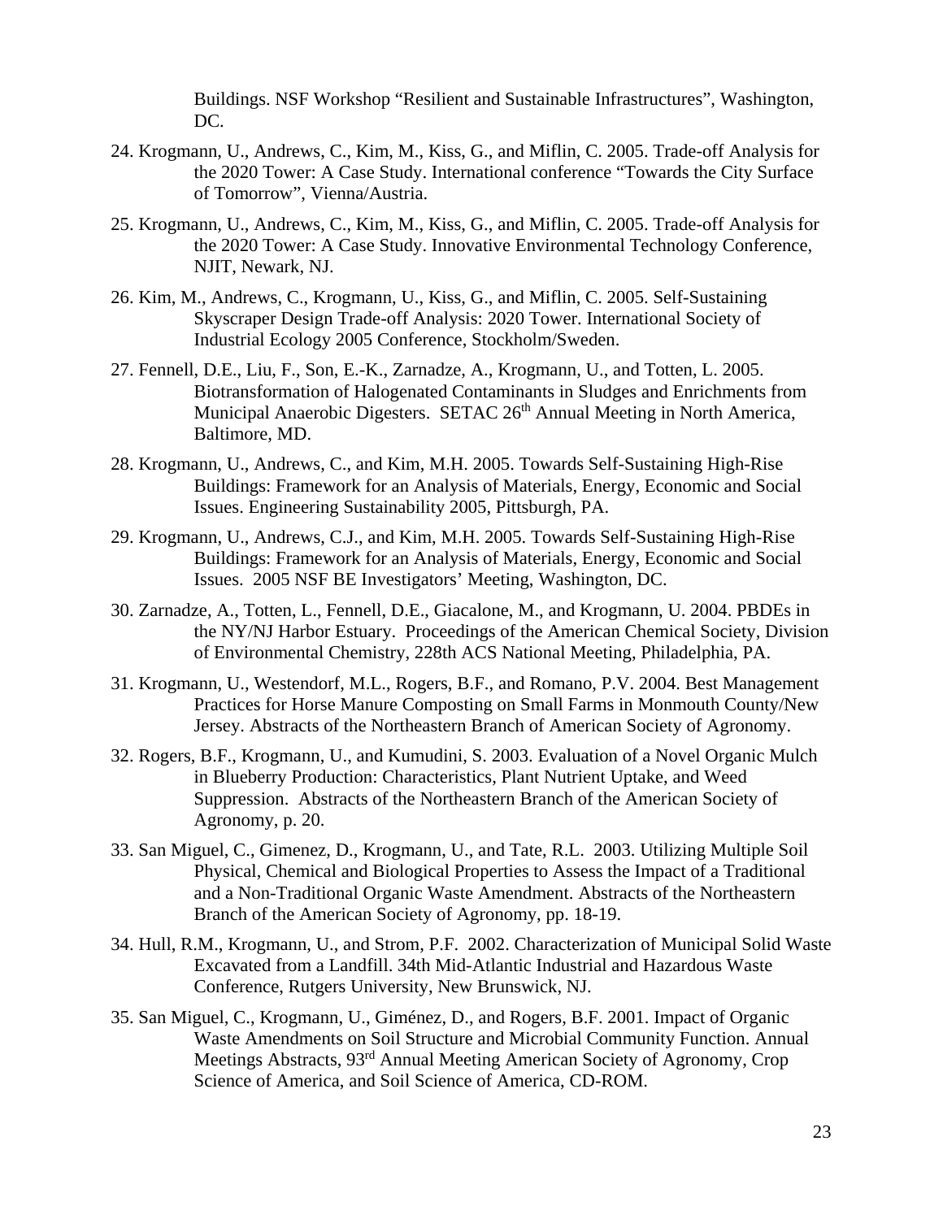Buildings. NSF Workshop "Resilient and Sustainable Infrastructures", Washington, DC.

24. Krogmann, U., Andrews, C., Kim, M., Kiss, G., and Miflin, C. 2005. Trade-off Analysis for the 2020 Tower: A Case Study. International conference "Towards the City Surface of Tomorrow", Vienna/Austria.

25. Krogmann, U., Andrews, C., Kim, M., Kiss, G., and Miflin, C. 2005. Trade-off Analysis for the 2020 Tower: A Case Study. Innovative Environmental Technology Conference, NJIT, Newark, NJ.

26. Kim, M., Andrews, C., Krogmann, U., Kiss, G., and Miflin, C. 2005. Self-Sustaining Skyscraper Design Trade-off Analysis: 2020 Tower. International Society of Industrial Ecology 2005 Conference, Stockholm/Sweden.

27. Fennell, D.E., Liu, F., Son, E.-K., Zarnadze, A., Krogmann, U., and Totten, L. 2005. Biotransformation of Halogenated Contaminants in Sludges and Enrichments from Municipal Anaerobic Digesters. SETAC 26th Annual Meeting in North America, Baltimore, MD.

28. Krogmann, U., Andrews, C., and Kim, M.H. 2005. Towards Self-Sustaining High-Rise Buildings: Framework for an Analysis of Materials, Energy, Economic and Social Issues. Engineering Sustainability 2005, Pittsburgh, PA.

29. Krogmann, U., Andrews, C.J., and Kim, M.H. 2005. Towards Self-Sustaining High-Rise Buildings: Framework for an Analysis of Materials, Energy, Economic and Social Issues. 2005 NSF BE Investigators' Meeting, Washington, DC.

30. Zarnadze, A., Totten, L., Fennell, D.E., Giacalone, M., and Krogmann, U. 2004. PBDEs in the NY/NJ Harbor Estuary. Proceedings of the American Chemical Society, Division of Environmental Chemistry, 228th ACS National Meeting, Philadelphia, PA.

31. Krogmann, U., Westendorf, M.L., Rogers, B.F., and Romano, P.V. 2004. Best Management Practices for Horse Manure Composting on Small Farms in Monmouth County/New Jersey. Abstracts of the Northeastern Branch of American Society of Agronomy.

32. Rogers, B.F., Krogmann, U., and Kumudini, S. 2003. Evaluation of a Novel Organic Mulch in Blueberry Production: Characteristics, Plant Nutrient Uptake, and Weed Suppression. Abstracts of the Northeastern Branch of the American Society of Agronomy, p. 20.

33. San Miguel, C., Gimenez, D., Krogmann, U., and Tate, R.L. 2003. Utilizing Multiple Soil Physical, Chemical and Biological Properties to Assess the Impact of a Traditional and a Non-Traditional Organic Waste Amendment. Abstracts of the Northeastern Branch of the American Society of Agronomy, pp. 18-19.

34. Hull, R.M., Krogmann, U., and Strom, P.F. 2002. Characterization of Municipal Solid Waste Excavated from a Landfill. 34th Mid-Atlantic Industrial and Hazardous Waste Conference, Rutgers University, New Brunswick, NJ.

35. San Miguel, C., Krogmann, U., Giménez, D., and Rogers, B.F. 2001. Impact of Organic Waste Amendments on Soil Structure and Microbial Community Function. Annual Meetings Abstracts, 93rd Annual Meeting American Society of Agronomy, Crop Science of America, and Soil Science of America, CD-ROM.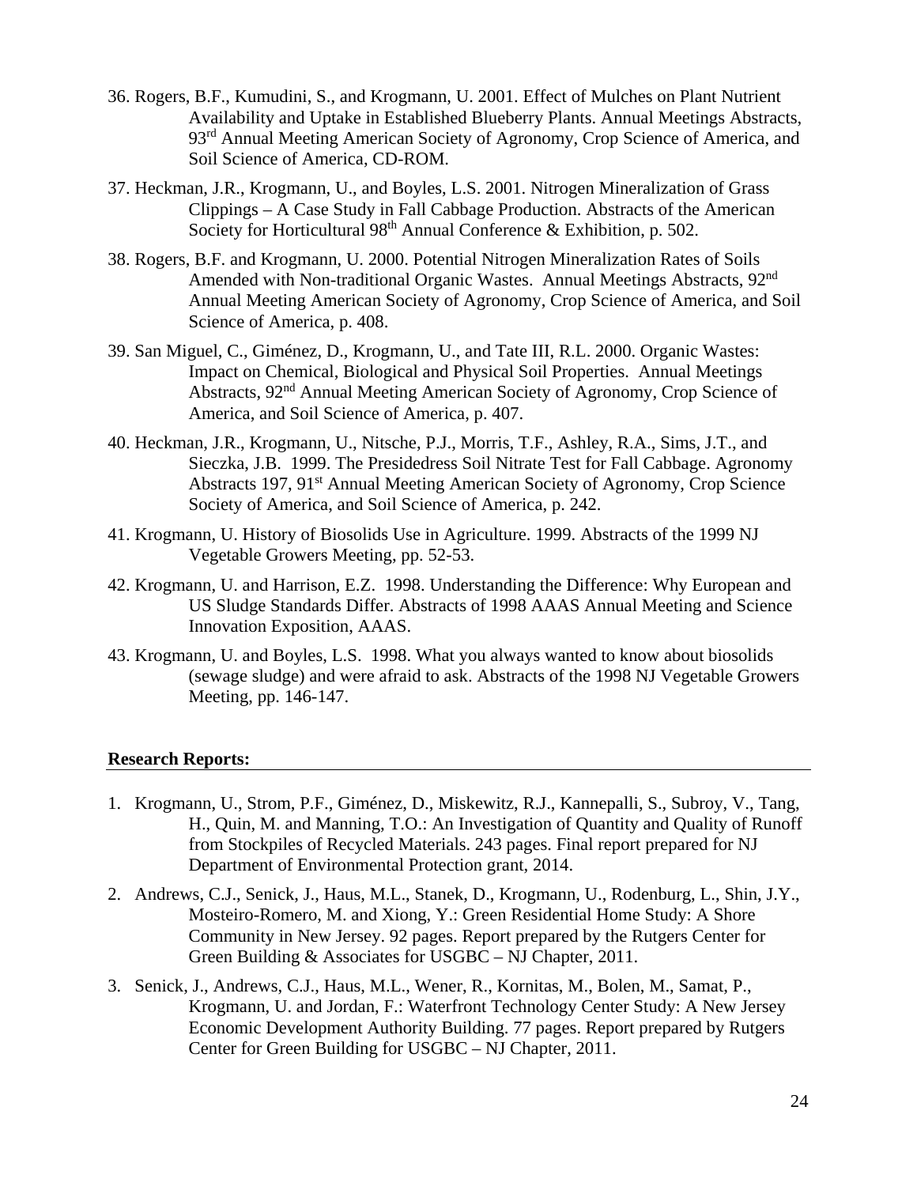36. Rogers, B.F., Kumudini, S., and Krogmann, U. 2001. Effect of Mulches on Plant Nutrient Availability and Uptake in Established Blueberry Plants. Annual Meetings Abstracts, 93rd Annual Meeting American Society of Agronomy, Crop Science of America, and Soil Science of America, CD-ROM.

37. Heckman, J.R., Krogmann, U., and Boyles, L.S. 2001. Nitrogen Mineralization of Grass Clippings – A Case Study in Fall Cabbage Production. Abstracts of the American Society for Horticultural 98th Annual Conference & Exhibition, p. 502.

38. Rogers, B.F. and Krogmann, U. 2000. Potential Nitrogen Mineralization Rates of Soils Amended with Non-traditional Organic Wastes. Annual Meetings Abstracts, 92nd Annual Meeting American Society of Agronomy, Crop Science of America, and Soil Science of America, p. 408.

39. San Miguel, C., Giménez, D., Krogmann, U., and Tate III, R.L. 2000. Organic Wastes: Impact on Chemical, Biological and Physical Soil Properties. Annual Meetings Abstracts, 92nd Annual Meeting American Society of Agronomy, Crop Science of America, and Soil Science of America, p. 407.

40. Heckman, J.R., Krogmann, U., Nitsche, P.J., Morris, T.F., Ashley, R.A., Sims, J.T., and Sieczka, J.B. 1999. The Presidedress Soil Nitrate Test for Fall Cabbage. Agronomy Abstracts 197, 91st Annual Meeting American Society of Agronomy, Crop Science Society of America, and Soil Science of America, p. 242.

41. Krogmann, U. History of Biosolids Use in Agriculture. 1999. Abstracts of the 1999 NJ Vegetable Growers Meeting, pp. 52-53.

42. Krogmann, U. and Harrison, E.Z. 1998. Understanding the Difference: Why European and US Sludge Standards Differ. Abstracts of 1998 AAAS Annual Meeting and Science Innovation Exposition, AAAS.

43. Krogmann, U. and Boyles, L.S. 1998. What you always wanted to know about biosolids (sewage sludge) and were afraid to ask. Abstracts of the 1998 NJ Vegetable Growers Meeting, pp. 146-147.

**Research Reports:**

1. Krogmann, U., Strom, P.F., Giménez, D., Miskewitz, R.J., Kannepalli, S., Subroy, V., Tang, H., Quin, M. and Manning, T.O.: An Investigation of Quantity and Quality of Runoff from Stockpiles of Recycled Materials. 243 pages. Final report prepared for NJ Department of Environmental Protection grant, 2014.

2. Andrews, C.J., Senick, J., Haus, M.L., Stanek, D., Krogmann, U., Rodenburg, L., Shin, J.Y., Mosteiro-Romero, M. and Xiong, Y.: Green Residential Home Study: A Shore Community in New Jersey. 92 pages. Report prepared by the Rutgers Center for Green Building & Associates for USGBC – NJ Chapter, 2011.

3. Senick, J., Andrews, C.J., Haus, M.L., Wener, R., Kornitas, M., Bolen, M., Samat, P., Krogmann, U. and Jordan, F.: Waterfront Technology Center Study: A New Jersey Economic Development Authority Building. 77 pages. Report prepared by Rutgers Center for Green Building for USGBC – NJ Chapter, 2011.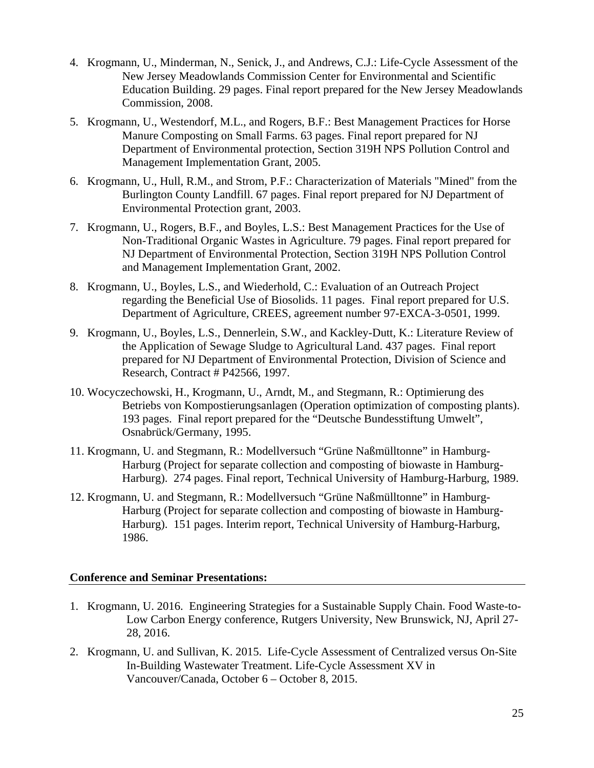4. Krogmann, U., Minderman, N., Senick, J., and Andrews, C.J.: Life-Cycle Assessment of the New Jersey Meadowlands Commission Center for Environmental and Scientific Education Building. 29 pages. Final report prepared for the New Jersey Meadowlands Commission, 2008.
5. Krogmann, U., Westendorf, M.L., and Rogers, B.F.: Best Management Practices for Horse Manure Composting on Small Farms. 63 pages. Final report prepared for NJ Department of Environmental protection, Section 319H NPS Pollution Control and Management Implementation Grant, 2005.
6. Krogmann, U., Hull, R.M., and Strom, P.F.: Characterization of Materials "Mined" from the Burlington County Landfill. 67 pages. Final report prepared for NJ Department of Environmental Protection grant, 2003.
7. Krogmann, U., Rogers, B.F., and Boyles, L.S.: Best Management Practices for the Use of Non-Traditional Organic Wastes in Agriculture. 79 pages. Final report prepared for NJ Department of Environmental Protection, Section 319H NPS Pollution Control and Management Implementation Grant, 2002.
8. Krogmann, U., Boyles, L.S., and Wiederhold, C.: Evaluation of an Outreach Project regarding the Beneficial Use of Biosolids. 11 pages. Final report prepared for U.S. Department of Agriculture, CREES, agreement number 97-EXCA-3-0501, 1999.
9. Krogmann, U., Boyles, L.S., Dennerlein, S.W., and Kackley-Dutt, K.: Literature Review of the Application of Sewage Sludge to Agricultural Land. 437 pages. Final report prepared for NJ Department of Environmental Protection, Division of Science and Research, Contract # P42566, 1997.
10. Wocyczechowski, H., Krogmann, U., Arndt, M., and Stegmann, R.: Optimierung des Betriebs von Kompostierungsanlagen (Operation optimization of composting plants). 193 pages. Final report prepared for the "Deutsche Bundesstiftung Umwelt", Osnabrück/Germany, 1995.
11. Krogmann, U. and Stegmann, R.: Modellversuch "Grüne Naßmülltonne" in Hamburg-Harburg (Project for separate collection and composting of biowaste in Hamburg-Harburg). 274 pages. Final report, Technical University of Hamburg-Harburg, 1989.
12. Krogmann, U. and Stegmann, R.: Modellversuch "Grüne Naßmülltonne" in Hamburg-Harburg (Project for separate collection and composting of biowaste in Hamburg-Harburg). 151 pages. Interim report, Technical University of Hamburg-Harburg, 1986.

## Conference and Seminar Presentations:

1. Krogmann, U. 2016. Engineering Strategies for a Sustainable Supply Chain. Food Waste-to-Low Carbon Energy conference, Rutgers University, New Brunswick, NJ, April 27-28, 2016.
2. Krogmann, U. and Sullivan, K. 2015. Life-Cycle Assessment of Centralized versus On-Site In-Building Wastewater Treatment. Life-Cycle Assessment XV in Vancouver/Canada, October 6 – October 8, 2015.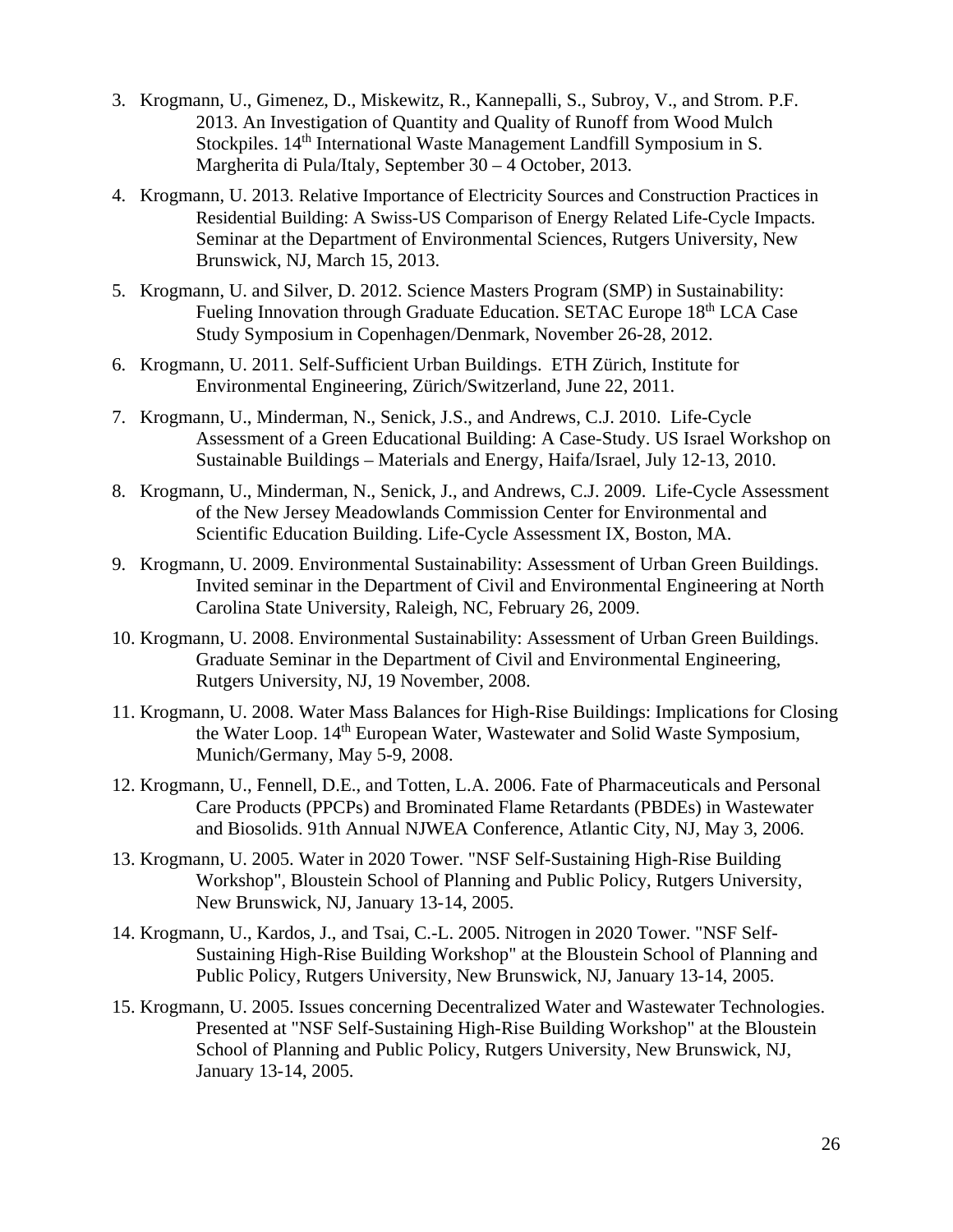3. Krogmann, U., Gimenez, D., Miskewitz, R., Kannepalli, S., Subroy, V., and Strom. P.F. 2013. An Investigation of Quantity and Quality of Runoff from Wood Mulch Stockpiles. 14th International Waste Management Landfill Symposium in S. Margherita di Pula/Italy, September 30 – 4 October, 2013.
4. Krogmann, U. 2013. Relative Importance of Electricity Sources and Construction Practices in Residential Building: A Swiss-US Comparison of Energy Related Life-Cycle Impacts. Seminar at the Department of Environmental Sciences, Rutgers University, New Brunswick, NJ, March 15, 2013.
5. Krogmann, U. and Silver, D. 2012. Science Masters Program (SMP) in Sustainability: Fueling Innovation through Graduate Education. SETAC Europe 18th LCA Case Study Symposium in Copenhagen/Denmark, November 26-28, 2012.
6. Krogmann, U. 2011. Self-Sufficient Urban Buildings. ETH Zürich, Institute for Environmental Engineering, Zürich/Switzerland, June 22, 2011.
7. Krogmann, U., Minderman, N., Senick, J.S., and Andrews, C.J. 2010. Life-Cycle Assessment of a Green Educational Building: A Case-Study. US Israel Workshop on Sustainable Buildings – Materials and Energy, Haifa/Israel, July 12-13, 2010.
8. Krogmann, U., Minderman, N., Senick, J., and Andrews, C.J. 2009. Life-Cycle Assessment of the New Jersey Meadowlands Commission Center for Environmental and Scientific Education Building. Life-Cycle Assessment IX, Boston, MA.
9. Krogmann, U. 2009. Environmental Sustainability: Assessment of Urban Green Buildings. Invited seminar in the Department of Civil and Environmental Engineering at North Carolina State University, Raleigh, NC, February 26, 2009.
10. Krogmann, U. 2008. Environmental Sustainability: Assessment of Urban Green Buildings. Graduate Seminar in the Department of Civil and Environmental Engineering, Rutgers University, NJ, 19 November, 2008.
11. Krogmann, U. 2008. Water Mass Balances for High-Rise Buildings: Implications for Closing the Water Loop. 14th European Water, Wastewater and Solid Waste Symposium, Munich/Germany, May 5-9, 2008.
12. Krogmann, U., Fennell, D.E., and Totten, L.A. 2006. Fate of Pharmaceuticals and Personal Care Products (PPCPs) and Brominated Flame Retardants (PBDEs) in Wastewater and Biosolids. 91th Annual NJWEA Conference, Atlantic City, NJ, May 3, 2006.
13. Krogmann, U. 2005. Water in 2020 Tower. "NSF Self-Sustaining High-Rise Building Workshop", Bloustein School of Planning and Public Policy, Rutgers University, New Brunswick, NJ, January 13-14, 2005.
14. Krogmann, U., Kardos, J., and Tsai, C.-L. 2005. Nitrogen in 2020 Tower. "NSF Self-Sustaining High-Rise Building Workshop" at the Bloustein School of Planning and Public Policy, Rutgers University, New Brunswick, NJ, January 13-14, 2005.
15. Krogmann, U. 2005. Issues concerning Decentralized Water and Wastewater Technologies. Presented at "NSF Self-Sustaining High-Rise Building Workshop" at the Bloustein School of Planning and Public Policy, Rutgers University, New Brunswick, NJ, January 13-14, 2005.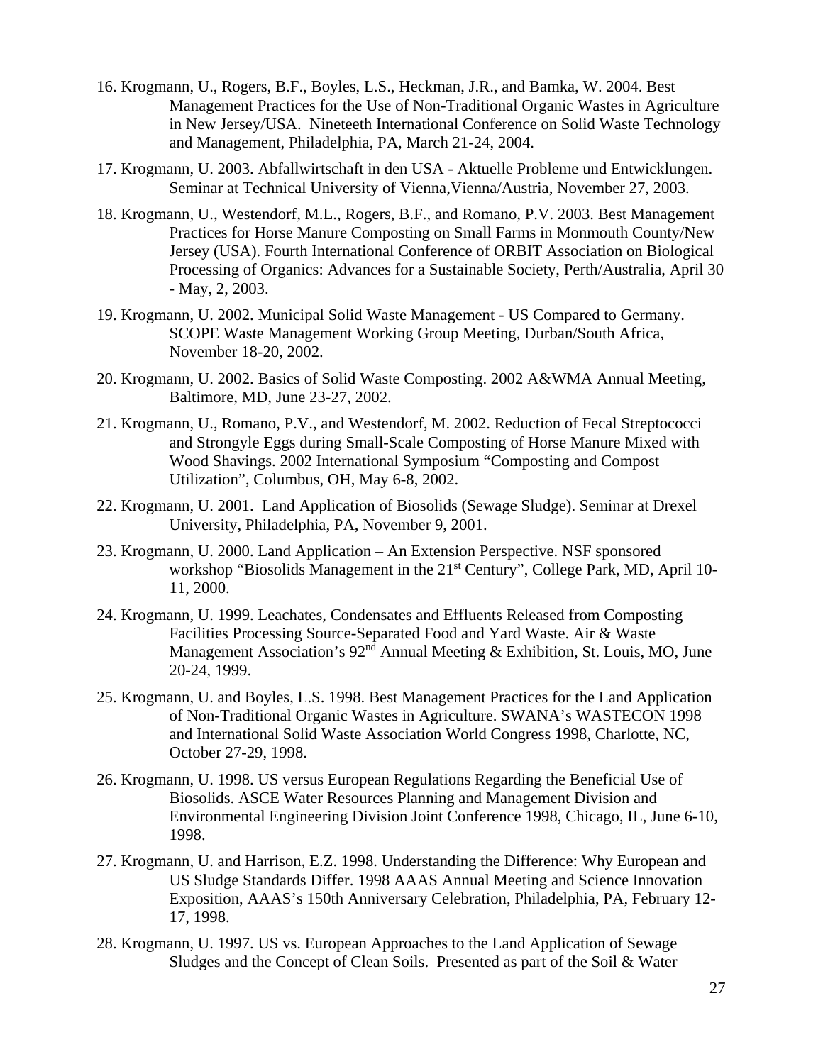16. Krogmann, U., Rogers, B.F., Boyles, L.S., Heckman, J.R., and Bamka, W. 2004. Best Management Practices for the Use of Non-Traditional Organic Wastes in Agriculture in New Jersey/USA. Nineteeth International Conference on Solid Waste Technology and Management, Philadelphia, PA, March 21-24, 2004.

17. Krogmann, U. 2003. Abfallwirtschaft in den USA - Aktuelle Probleme und Entwicklungen. Seminar at Technical University of Vienna,Vienna/Austria, November 27, 2003.

18. Krogmann, U., Westendorf, M.L., Rogers, B.F., and Romano, P.V. 2003. Best Management Practices for Horse Manure Composting on Small Farms in Monmouth County/New Jersey (USA). Fourth International Conference of ORBIT Association on Biological Processing of Organics: Advances for a Sustainable Society, Perth/Australia, April 30 - May, 2, 2003.

19. Krogmann, U. 2002. Municipal Solid Waste Management - US Compared to Germany. SCOPE Waste Management Working Group Meeting, Durban/South Africa, November 18-20, 2002.

20. Krogmann, U. 2002. Basics of Solid Waste Composting. 2002 A&WMA Annual Meeting, Baltimore, MD, June 23-27, 2002.

21. Krogmann, U., Romano, P.V., and Westendorf, M. 2002. Reduction of Fecal Streptococci and Strongyle Eggs during Small-Scale Composting of Horse Manure Mixed with Wood Shavings. 2002 International Symposium "Composting and Compost Utilization", Columbus, OH, May 6-8, 2002.

22. Krogmann, U. 2001. Land Application of Biosolids (Sewage Sludge). Seminar at Drexel University, Philadelphia, PA, November 9, 2001.

23. Krogmann, U. 2000. Land Application – An Extension Perspective. NSF sponsored workshop "Biosolids Management in the 21st Century", College Park, MD, April 10-11, 2000.

24. Krogmann, U. 1999. Leachates, Condensates and Effluents Released from Composting Facilities Processing Source-Separated Food and Yard Waste. Air & Waste Management Association's 92nd Annual Meeting & Exhibition, St. Louis, MO, June 20-24, 1999.

25. Krogmann, U. and Boyles, L.S. 1998. Best Management Practices for the Land Application of Non-Traditional Organic Wastes in Agriculture. SWANA's WASTECON 1998 and International Solid Waste Association World Congress 1998, Charlotte, NC, October 27-29, 1998.

26. Krogmann, U. 1998. US versus European Regulations Regarding the Beneficial Use of Biosolids. ASCE Water Resources Planning and Management Division and Environmental Engineering Division Joint Conference 1998, Chicago, IL, June 6-10, 1998.

27. Krogmann, U. and Harrison, E.Z. 1998. Understanding the Difference: Why European and US Sludge Standards Differ. 1998 AAAS Annual Meeting and Science Innovation Exposition, AAAS's 150th Anniversary Celebration, Philadelphia, PA, February 12-17, 1998.

28. Krogmann, U. 1997. US vs. European Approaches to the Land Application of Sewage Sludges and the Concept of Clean Soils. Presented as part of the Soil & Water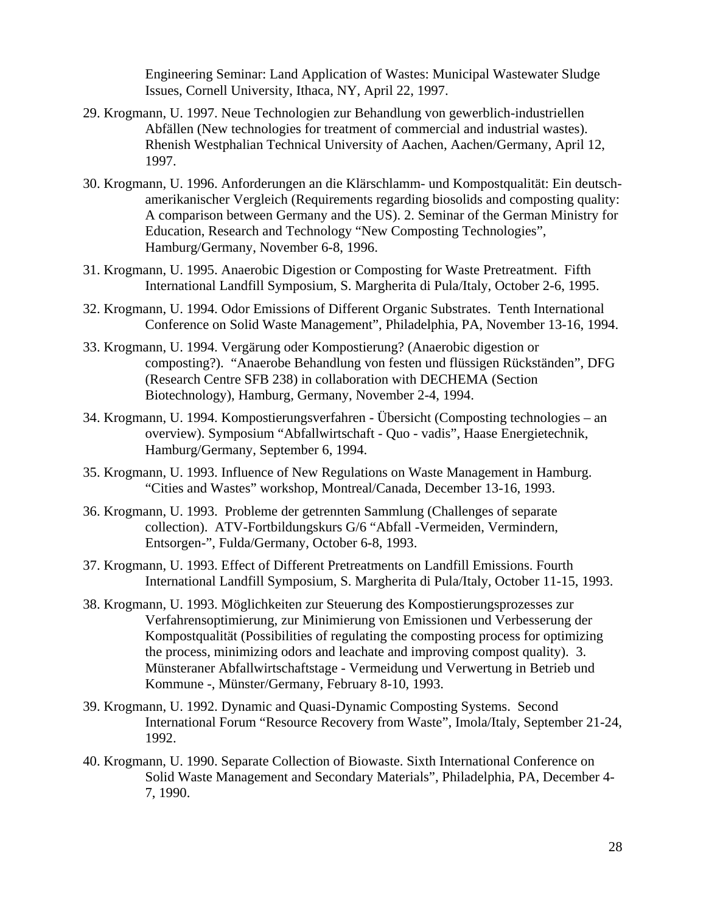Engineering Seminar: Land Application of Wastes: Municipal Wastewater Sludge Issues, Cornell University, Ithaca, NY, April 22, 1997.

29. Krogmann, U. 1997. Neue Technologien zur Behandlung von gewerblich-industriellen Abfällen (New technologies for treatment of commercial and industrial wastes). Rhenish Westphalian Technical University of Aachen, Aachen/Germany, April 12, 1997.

30. Krogmann, U. 1996. Anforderungen an die Klärschlamm- und Kompostqualität: Ein deutsch-amerikanischer Vergleich (Requirements regarding biosolids and composting quality: A comparison between Germany and the US). 2. Seminar of the German Ministry for Education, Research and Technology "New Composting Technologies", Hamburg/Germany, November 6-8, 1996.

31. Krogmann, U. 1995. Anaerobic Digestion or Composting for Waste Pretreatment. Fifth International Landfill Symposium, S. Margherita di Pula/Italy, October 2-6, 1995.

32. Krogmann, U. 1994. Odor Emissions of Different Organic Substrates. Tenth International Conference on Solid Waste Management", Philadelphia, PA, November 13-16, 1994.

33. Krogmann, U. 1994. Vergärung oder Kompostierung? (Anaerobic digestion or composting?). "Anaerobe Behandlung von festen und flüssigen Rückständen", DFG (Research Centre SFB 238) in collaboration with DECHEMA (Section Biotechnology), Hamburg, Germany, November 2-4, 1994.

34. Krogmann, U. 1994. Kompostierungsverfahren - Übersicht (Composting technologies – an overview). Symposium "Abfallwirtschaft - Quo - vadis", Haase Energietechnik, Hamburg/Germany, September 6, 1994.

35. Krogmann, U. 1993. Influence of New Regulations on Waste Management in Hamburg. "Cities and Wastes" workshop, Montreal/Canada, December 13-16, 1993.

36. Krogmann, U. 1993. Probleme der getrennten Sammlung (Challenges of separate collection). ATV-Fortbildungskurs G/6 "Abfall -Vermeiden, Vermindern, Entsorgen-", Fulda/Germany, October 6-8, 1993.

37. Krogmann, U. 1993. Effect of Different Pretreatments on Landfill Emissions. Fourth International Landfill Symposium, S. Margherita di Pula/Italy, October 11-15, 1993.

38. Krogmann, U. 1993. Möglichkeiten zur Steuerung des Kompostierungsprozesses zur Verfahrensoptimierung, zur Minimierung von Emissionen und Verbesserung der Kompostqualität (Possibilities of regulating the composting process for optimizing the process, minimizing odors and leachate and improving compost quality). 3. Münsteraner Abfallwirtschaftstage - Vermeidung und Verwertung in Betrieb und Kommune -, Münster/Germany, February 8-10, 1993.

39. Krogmann, U. 1992. Dynamic and Quasi-Dynamic Composting Systems. Second International Forum "Resource Recovery from Waste", Imola/Italy, September 21-24, 1992.

40. Krogmann, U. 1990. Separate Collection of Biowaste. Sixth International Conference on Solid Waste Management and Secondary Materials", Philadelphia, PA, December 4-7, 1990.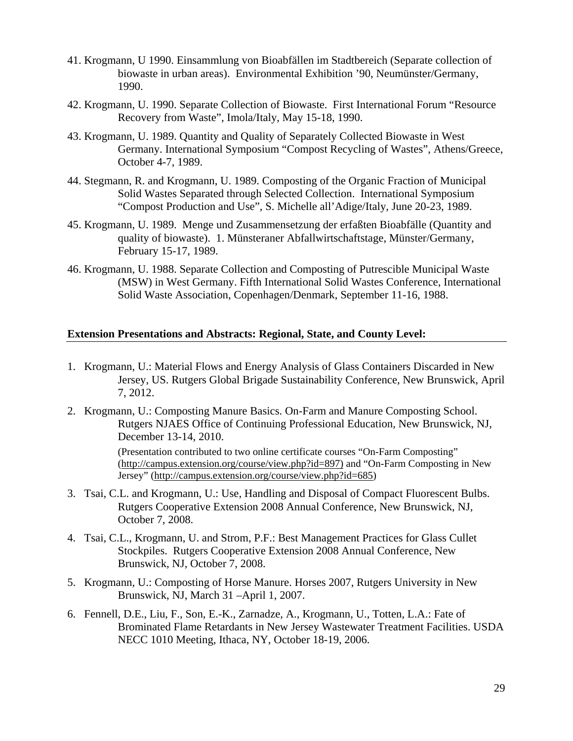41. Krogmann, U 1990. Einsammlung von Bioabfällen im Stadtbereich (Separate collection of biowaste in urban areas). Environmental Exhibition '90, Neumünster/Germany, 1990.

42. Krogmann, U. 1990. Separate Collection of Biowaste. First International Forum "Resource Recovery from Waste", Imola/Italy, May 15-18, 1990.

43. Krogmann, U. 1989. Quantity and Quality of Separately Collected Biowaste in West Germany. International Symposium "Compost Recycling of Wastes", Athens/Greece, October 4-7, 1989.

44. Stegmann, R. and Krogmann, U. 1989. Composting of the Organic Fraction of Municipal Solid Wastes Separated through Selected Collection. International Symposium "Compost Production and Use", S. Michelle all'Adige/Italy, June 20-23, 1989.

45. Krogmann, U. 1989. Menge und Zusammensetzung der erfaßten Bioabfälle (Quantity and quality of biowaste). 1. Münsteraner Abfallwirtschaftstage, Münster/Germany, February 15-17, 1989.

46. Krogmann, U. 1988. Separate Collection and Composting of Putrescible Municipal Waste (MSW) in West Germany. Fifth International Solid Wastes Conference, International Solid Waste Association, Copenhagen/Denmark, September 11-16, 1988.

**Extension Presentations and Abstracts: Regional, State, and County Level:**

1. Krogmann, U.: Material Flows and Energy Analysis of Glass Containers Discarded in New Jersey, US. Rutgers Global Brigade Sustainability Conference, New Brunswick, April 7, 2012.

2. Krogmann, U.: Composting Manure Basics. On-Farm and Manure Composting School. Rutgers NJAES Office of Continuing Professional Education, New Brunswick, NJ, December 13-14, 2010.

   (Presentation contributed to two online certificate courses "On-Farm Composting" (http://campus.extension.org/course/view.php?id=897) and "On-Farm Composting in New Jersey" (http://campus.extension.org/course/view.php?id=685)

3. Tsai, C.L. and Krogmann, U.: Use, Handling and Disposal of Compact Fluorescent Bulbs. Rutgers Cooperative Extension 2008 Annual Conference, New Brunswick, NJ, October 7, 2008.

4. Tsai, C.L., Krogmann, U. and Strom, P.F.: Best Management Practices for Glass Cullet Stockpiles. Rutgers Cooperative Extension 2008 Annual Conference, New Brunswick, NJ, October 7, 2008.

5. Krogmann, U.: Composting of Horse Manure. Horses 2007, Rutgers University in New Brunswick, NJ, March 31 –April 1, 2007.

6. Fennell, D.E., Liu, F., Son, E.-K., Zarnadze, A., Krogmann, U., Totten, L.A.: Fate of Brominated Flame Retardants in New Jersey Wastewater Treatment Facilities. USDA NECC 1010 Meeting, Ithaca, NY, October 18-19, 2006.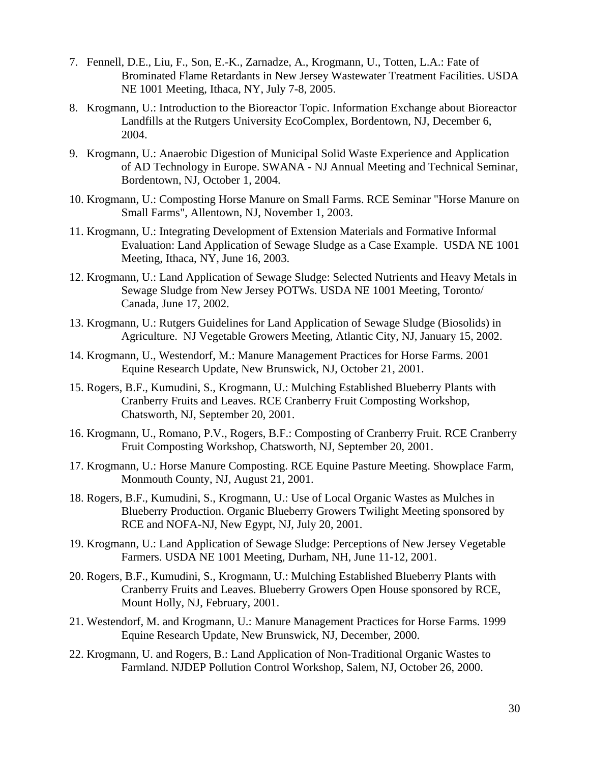7. Fennell, D.E., Liu, F., Son, E.-K., Zarnadze, A., Krogmann, U., Totten, L.A.: Fate of Brominated Flame Retardants in New Jersey Wastewater Treatment Facilities. USDA NE 1001 Meeting, Ithaca, NY, July 7-8, 2005.
8. Krogmann, U.: Introduction to the Bioreactor Topic. Information Exchange about Bioreactor Landfills at the Rutgers University EcoComplex, Bordentown, NJ, December 6, 2004.
9. Krogmann, U.: Anaerobic Digestion of Municipal Solid Waste Experience and Application of AD Technology in Europe. SWANA - NJ Annual Meeting and Technical Seminar, Bordentown, NJ, October 1, 2004.
10. Krogmann, U.: Composting Horse Manure on Small Farms. RCE Seminar "Horse Manure on Small Farms", Allentown, NJ, November 1, 2003.
11. Krogmann, U.: Integrating Development of Extension Materials and Formative Informal Evaluation: Land Application of Sewage Sludge as a Case Example. USDA NE 1001 Meeting, Ithaca, NY, June 16, 2003.
12. Krogmann, U.: Land Application of Sewage Sludge: Selected Nutrients and Heavy Metals in Sewage Sludge from New Jersey POTWs. USDA NE 1001 Meeting, Toronto/ Canada, June 17, 2002.
13. Krogmann, U.: Rutgers Guidelines for Land Application of Sewage Sludge (Biosolids) in Agriculture. NJ Vegetable Growers Meeting, Atlantic City, NJ, January 15, 2002.
14. Krogmann, U., Westendorf, M.: Manure Management Practices for Horse Farms. 2001 Equine Research Update, New Brunswick, NJ, October 21, 2001.
15. Rogers, B.F., Kumudini, S., Krogmann, U.: Mulching Established Blueberry Plants with Cranberry Fruits and Leaves. RCE Cranberry Fruit Composting Workshop, Chatsworth, NJ, September 20, 2001.
16. Krogmann, U., Romano, P.V., Rogers, B.F.: Composting of Cranberry Fruit. RCE Cranberry Fruit Composting Workshop, Chatsworth, NJ, September 20, 2001.
17. Krogmann, U.: Horse Manure Composting. RCE Equine Pasture Meeting. Showplace Farm, Monmouth County, NJ, August 21, 2001.
18. Rogers, B.F., Kumudini, S., Krogmann, U.: Use of Local Organic Wastes as Mulches in Blueberry Production. Organic Blueberry Growers Twilight Meeting sponsored by RCE and NOFA-NJ, New Egypt, NJ, July 20, 2001.
19. Krogmann, U.: Land Application of Sewage Sludge: Perceptions of New Jersey Vegetable Farmers. USDA NE 1001 Meeting, Durham, NH, June 11-12, 2001.
20. Rogers, B.F., Kumudini, S., Krogmann, U.: Mulching Established Blueberry Plants with Cranberry Fruits and Leaves. Blueberry Growers Open House sponsored by RCE, Mount Holly, NJ, February, 2001.
21. Westendorf, M. and Krogmann, U.: Manure Management Practices for Horse Farms. 1999 Equine Research Update, New Brunswick, NJ, December, 2000.
22. Krogmann, U. and Rogers, B.: Land Application of Non-Traditional Organic Wastes to Farmland. NJDEP Pollution Control Workshop, Salem, NJ, October 26, 2000.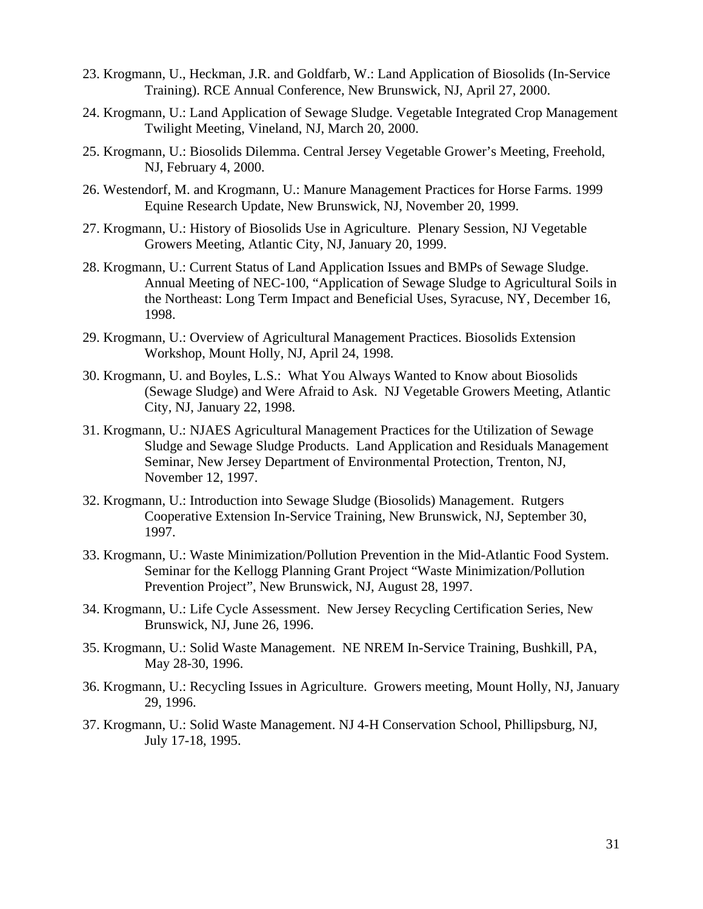23. Krogmann, U., Heckman, J.R. and Goldfarb, W.: Land Application of Biosolids (In-Service Training). RCE Annual Conference, New Brunswick, NJ, April 27, 2000.

24. Krogmann, U.: Land Application of Sewage Sludge. Vegetable Integrated Crop Management Twilight Meeting, Vineland, NJ, March 20, 2000.

25. Krogmann, U.: Biosolids Dilemma. Central Jersey Vegetable Grower's Meeting, Freehold, NJ, February 4, 2000.

26. Westendorf, M. and Krogmann, U.: Manure Management Practices for Horse Farms. 1999 Equine Research Update, New Brunswick, NJ, November 20, 1999.

27. Krogmann, U.: History of Biosolids Use in Agriculture. Plenary Session, NJ Vegetable Growers Meeting, Atlantic City, NJ, January 20, 1999.

28. Krogmann, U.: Current Status of Land Application Issues and BMPs of Sewage Sludge. Annual Meeting of NEC-100, "Application of Sewage Sludge to Agricultural Soils in the Northeast: Long Term Impact and Beneficial Uses, Syracuse, NY, December 16, 1998.

29. Krogmann, U.: Overview of Agricultural Management Practices. Biosolids Extension Workshop, Mount Holly, NJ, April 24, 1998.

30. Krogmann, U. and Boyles, L.S.: What You Always Wanted to Know about Biosolids (Sewage Sludge) and Were Afraid to Ask. NJ Vegetable Growers Meeting, Atlantic City, NJ, January 22, 1998.

31. Krogmann, U.: NJAES Agricultural Management Practices for the Utilization of Sewage Sludge and Sewage Sludge Products. Land Application and Residuals Management Seminar, New Jersey Department of Environmental Protection, Trenton, NJ, November 12, 1997.

32. Krogmann, U.: Introduction into Sewage Sludge (Biosolids) Management. Rutgers Cooperative Extension In-Service Training, New Brunswick, NJ, September 30, 1997.

33. Krogmann, U.: Waste Minimization/Pollution Prevention in the Mid-Atlantic Food System. Seminar for the Kellogg Planning Grant Project "Waste Minimization/Pollution Prevention Project", New Brunswick, NJ, August 28, 1997.

34. Krogmann, U.: Life Cycle Assessment. New Jersey Recycling Certification Series, New Brunswick, NJ, June 26, 1996.

35. Krogmann, U.: Solid Waste Management. NE NREM In-Service Training, Bushkill, PA, May 28-30, 1996.

36. Krogmann, U.: Recycling Issues in Agriculture. Growers meeting, Mount Holly, NJ, January 29, 1996.

37. Krogmann, U.: Solid Waste Management. NJ 4-H Conservation School, Phillipsburg, NJ, July 17-18, 1995.